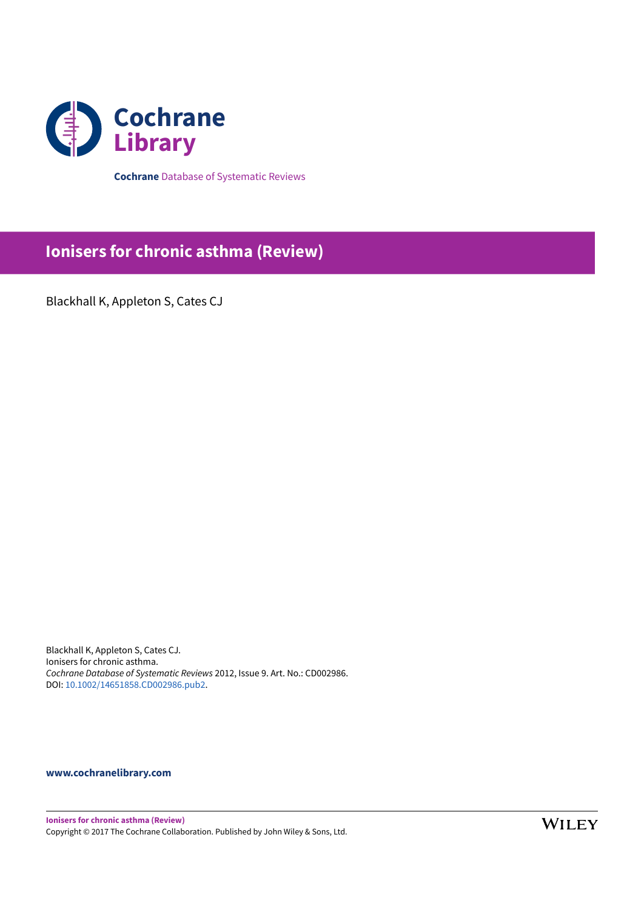**Cochrane** Database of Systematic Reviews

# Ionisers for chronic asthma (Review)

Blackhall K, Appleton S, Cates CJ

Blackhall K, Appleton S, Cates CJ.
Ionisers for chronic asthma.
*Cochrane Database of Systematic Reviews* 2012, Issue 9. Art. No.: CD002986.
DOI: 10.1002/14651858.CD002986.pub2.

**www.cochranelibrary.com**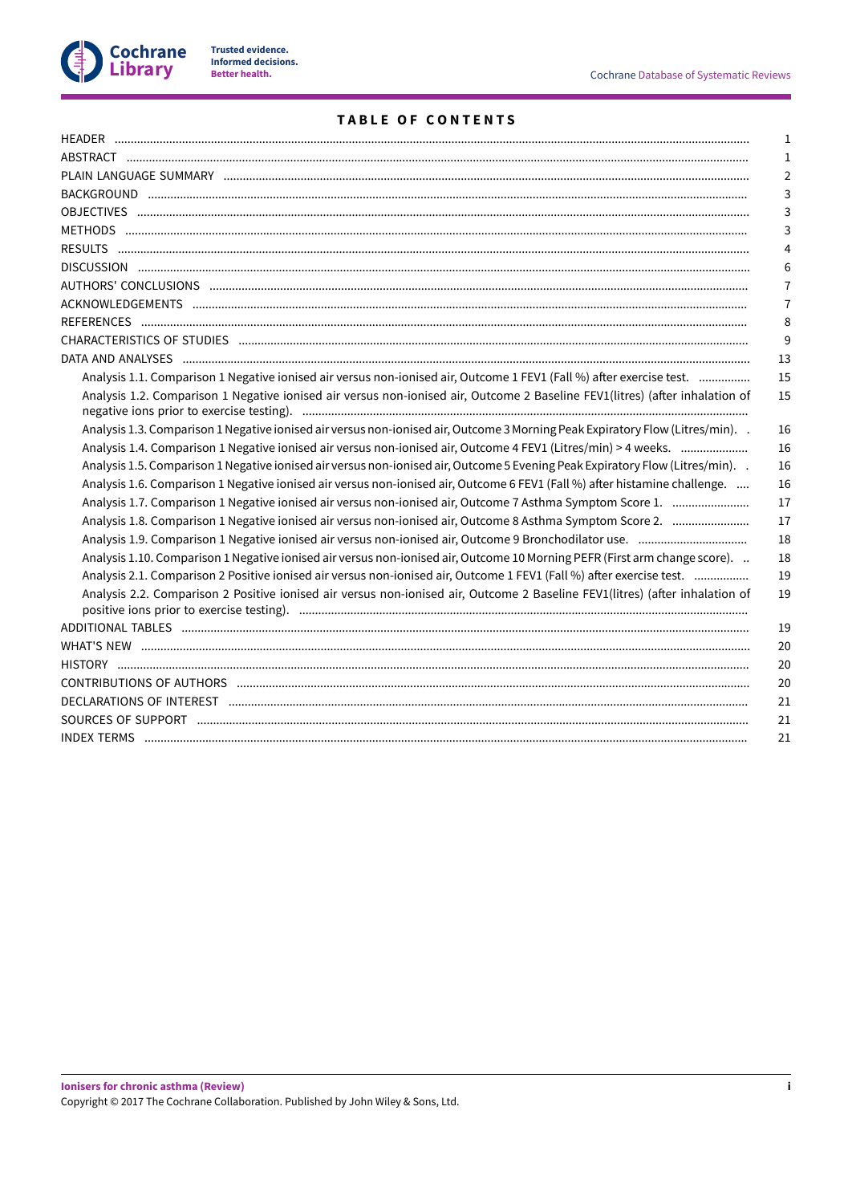# TABLE OF CONTENTS

| | |
|---|---|
| HEADER | 1 |
| ABSTRACT | 1 |
| PLAIN LANGUAGE SUMMARY | 2 |
| BACKGROUND | 3 |
| OBJECTIVES | 3 |
| METHODS | 3 |
| RESULTS | 4 |
| DISCUSSION | 6 |
| AUTHORS' CONCLUSIONS | 7 |
| ACKNOWLEDGEMENTS | 7 |
| REFERENCES | 8 |
| CHARACTERISTICS OF STUDIES | 9 |
| DATA AND ANALYSES | 13 |
| Analysis 1.1. Comparison 1 Negative ionised air versus non-ionised air, Outcome 1 FEV1 (Fall %) after exercise test. | 15 |
| Analysis 1.2. Comparison 1 Negative ionised air versus non-ionised air, Outcome 2 Baseline FEV1(litres) (after inhalation of negative ions prior to exercise testing). | 15 |
| Analysis 1.3. Comparison 1 Negative ionised air versus non-ionised air, Outcome 3 Morning Peak Expiratory Flow (Litres/min). | 16 |
| Analysis 1.4. Comparison 1 Negative ionised air versus non-ionised air, Outcome 4 FEV1 (Litres/min) > 4 weeks. | 16 |
| Analysis 1.5. Comparison 1 Negative ionised air versus non-ionised air, Outcome 5 Evening Peak Expiratory Flow (Litres/min). | 16 |
| Analysis 1.6. Comparison 1 Negative ionised air versus non-ionised air, Outcome 6 FEV1 (Fall %) after histamine challenge. | 16 |
| Analysis 1.7. Comparison 1 Negative ionised air versus non-ionised air, Outcome 7 Asthma Symptom Score 1. | 17 |
| Analysis 1.8. Comparison 1 Negative ionised air versus non-ionised air, Outcome 8 Asthma Symptom Score 2. | 17 |
| Analysis 1.9. Comparison 1 Negative ionised air versus non-ionised air, Outcome 9 Bronchodilator use. | 18 |
| Analysis 1.10. Comparison 1 Negative ionised air versus non-ionised air, Outcome 10 Morning PEFR (First arm change score). | 18 |
| Analysis 2.1. Comparison 2 Positive ionised air versus non-ionised air, Outcome 1 FEV1 (Fall %) after exercise test. | 19 |
| Analysis 2.2. Comparison 2 Positive ionised air versus non-ionised air, Outcome 2 Baseline FEV1(litres) (after inhalation of positive ions prior to exercise testing). | 19 |
| ADDITIONAL TABLES | 19 |
| WHAT'S NEW | 20 |
| HISTORY | 20 |
| CONTRIBUTIONS OF AUTHORS | 20 |
| DECLARATIONS OF INTEREST | 21 |
| SOURCES OF SUPPORT | 21 |
| INDEX TERMS | 21 |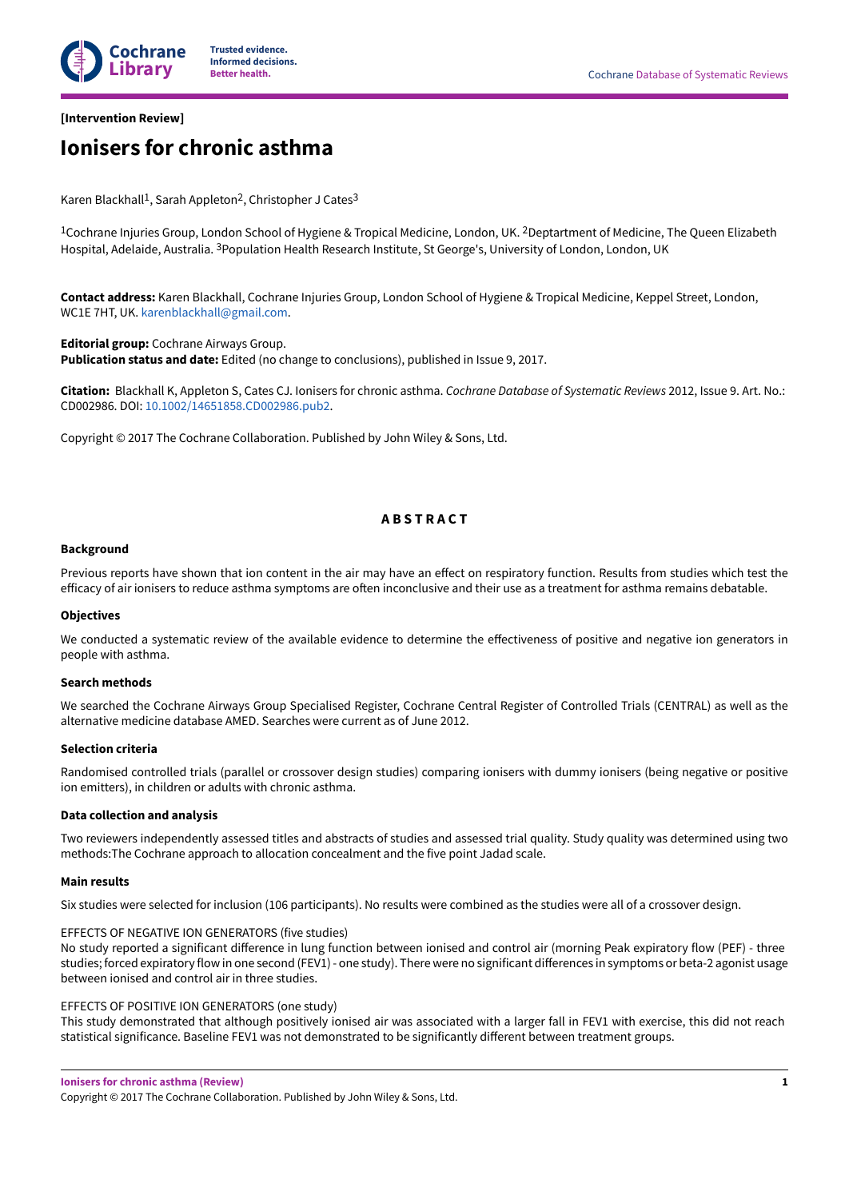[Intervention Review]

# Ionisers for chronic asthma

Karen Blackhall[1], Sarah Appleton[2], Christopher J Cates[3]

[1]Cochrane Injuries Group, London School of Hygiene & Tropical Medicine, London, UK. [2]Deptartment of Medicine, The Queen Elizabeth Hospital, Adelaide, Australia. [3]Population Health Research Institute, St George's, University of London, London, UK

**Contact address:** Karen Blackhall, Cochrane Injuries Group, London School of Hygiene & Tropical Medicine, Keppel Street, London, WC1E 7HT, UK. karenblackhall@gmail.com.

**Editorial group:** Cochrane Airways Group.
**Publication status and date:** Edited (no change to conclusions), published in Issue 9, 2017.

**Citation:** Blackhall K, Appleton S, Cates CJ. Ionisers for chronic asthma. *Cochrane Database of Systematic Reviews* 2012, Issue 9. Art. No.: CD002986. DOI: 10.1002/14651858.CD002986.pub2.

Copyright © 2017 The Cochrane Collaboration. Published by John Wiley & Sons, Ltd.

## ABSTRACT

### Background

Previous reports have shown that ion content in the air may have an effect on respiratory function. Results from studies which test the efficacy of air ionisers to reduce asthma symptoms are often inconclusive and their use as a treatment for asthma remains debatable.

### Objectives

We conducted a systematic review of the available evidence to determine the effectiveness of positive and negative ion generators in people with asthma.

### Search methods

We searched the Cochrane Airways Group Specialised Register, Cochrane Central Register of Controlled Trials (CENTRAL) as well as the alternative medicine database AMED. Searches were current as of June 2012.

### Selection criteria

Randomised controlled trials (parallel or crossover design studies) comparing ionisers with dummy ionisers (being negative or positive ion emitters), in children or adults with chronic asthma.

### Data collection and analysis

Two reviewers independently assessed titles and abstracts of studies and assessed trial quality. Study quality was determined using two methods:The Cochrane approach to allocation concealment and the five point Jadad scale.

### Main results

Six studies were selected for inclusion (106 participants). No results were combined as the studies were all of a crossover design.

EFFECTS OF NEGATIVE ION GENERATORS (five studies)
No study reported a significant difference in lung function between ionised and control air (morning Peak expiratory flow (PEF) - three studies; forced expiratory flow in one second (FEV1) - one study). There were no significant differences in symptoms or beta-2 agonist usage between ionised and control air in three studies.

EFFECTS OF POSITIVE ION GENERATORS (one study)
This study demonstrated that although positively ionised air was associated with a larger fall in FEV1 with exercise, this did not reach statistical significance. Baseline FEV1 was not demonstrated to be significantly different between treatment groups.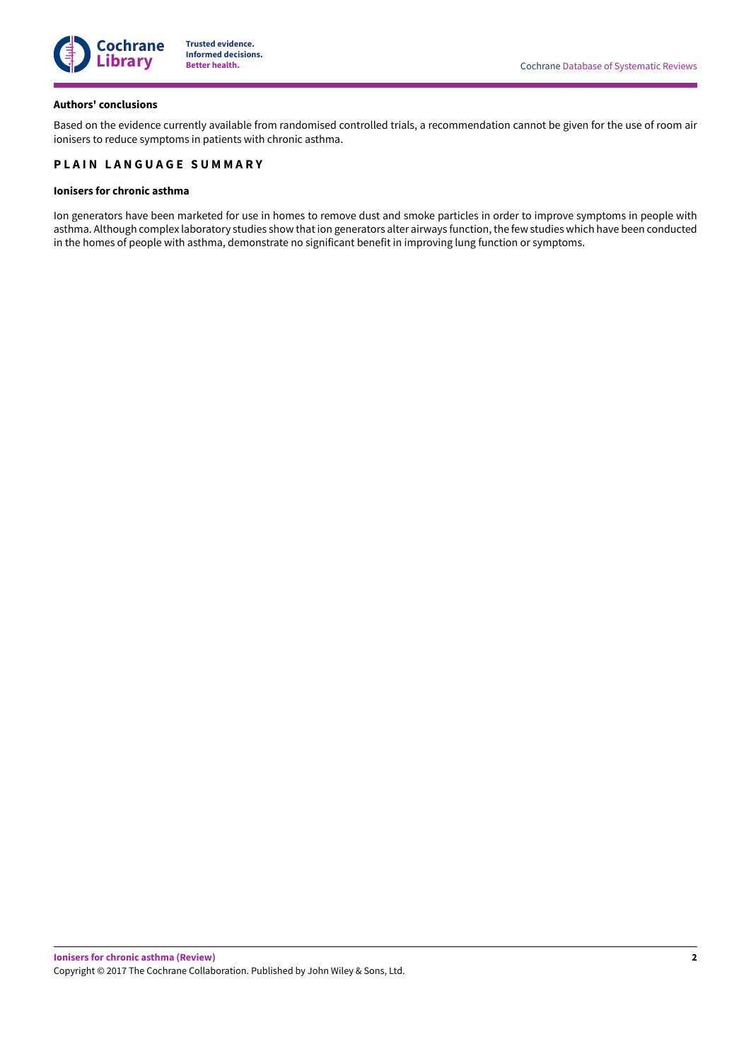### Authors' conclusions

Based on the evidence currently available from randomised controlled trials, a recommendation cannot be given for the use of room air ionisers to reduce symptoms in patients with chronic asthma.

## PLAIN LANGUAGE SUMMARY

### Ionisers for chronic asthma

Ion generators have been marketed for use in homes to remove dust and smoke particles in order to improve symptoms in people with asthma. Although complex laboratory studies show that ion generators alter airways function, the few studies which have been conducted in the homes of people with asthma, demonstrate no significant benefit in improving lung function or symptoms.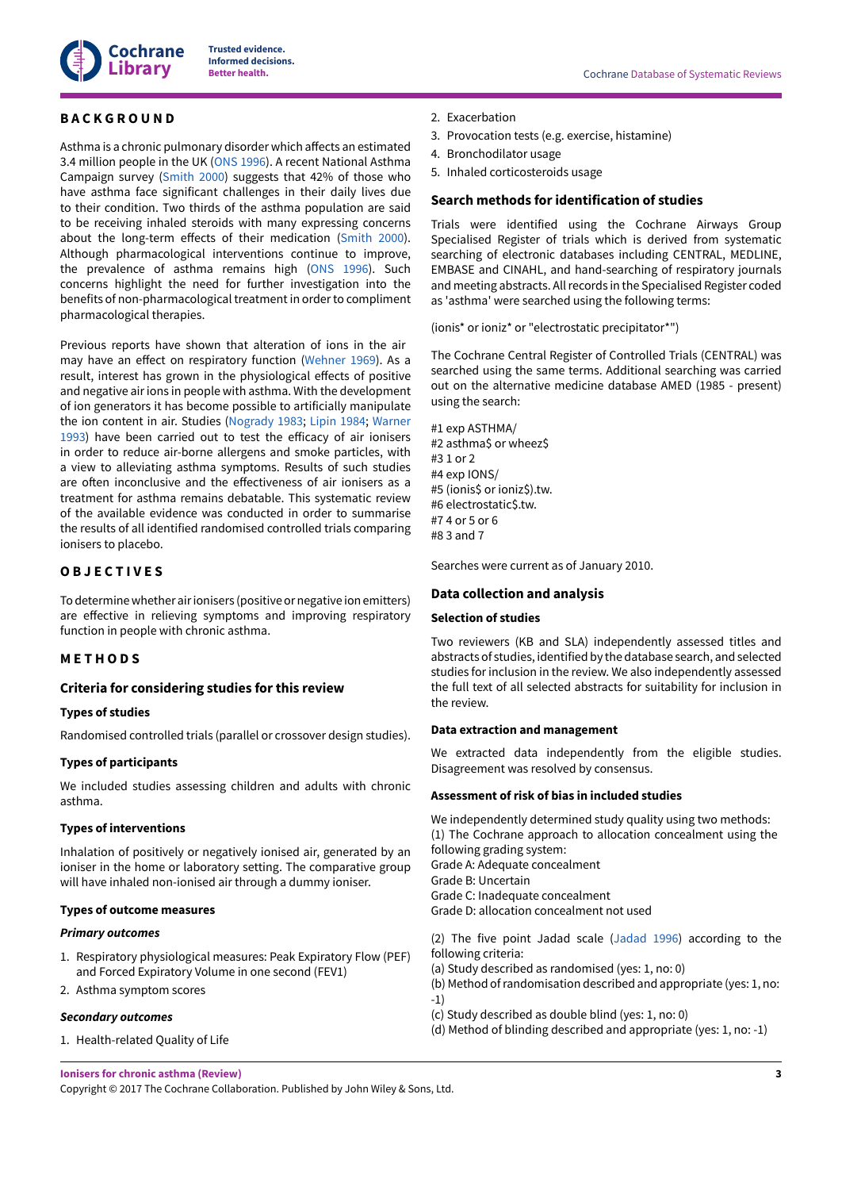## BACKGROUND

Asthma is a chronic pulmonary disorder which affects an estimated 3.4 million people in the UK (ONS 1996). A recent National Asthma Campaign survey (Smith 2000) suggests that 42% of those who have asthma face significant challenges in their daily lives due to their condition. Two thirds of the asthma population are said to be receiving inhaled steroids with many expressing concerns about the long-term effects of their medication (Smith 2000). Although pharmacological interventions continue to improve, the prevalence of asthma remains high (ONS 1996). Such concerns highlight the need for further investigation into the benefits of non-pharmacological treatment in order to compliment pharmacological therapies.

Previous reports have shown that alteration of ions in the air may have an effect on respiratory function (Wehner 1969). As a result, interest has grown in the physiological effects of positive and negative air ions in people with asthma. With the development of ion generators it has become possible to artificially manipulate the ion content in air. Studies (Nogrady 1983; Lipin 1984; Warner 1993) have been carried out to test the efficacy of air ionisers in order to reduce air-borne allergens and smoke particles, with a view to alleviating asthma symptoms. Results of such studies are often inconclusive and the effectiveness of air ionisers as a treatment for asthma remains debatable. This systematic review of the available evidence was conducted in order to summarise the results of all identified randomised controlled trials comparing ionisers to placebo.

## OBJECTIVES

To determine whether air ionisers (positive or negative ion emitters) are effective in relieving symptoms and improving respiratory function in people with chronic asthma.

## METHODS

### Criteria for considering studies for this review

#### Types of studies

Randomised controlled trials (parallel or crossover design studies).

#### Types of participants

We included studies assessing children and adults with chronic asthma.

#### Types of interventions

Inhalation of positively or negatively ionised air, generated by an ioniser in the home or laboratory setting. The comparative group will have inhaled non-ionised air through a dummy ioniser.

#### Types of outcome measures

##### *Primary outcomes*

1. Respiratory physiological measures: Peak Expiratory Flow (PEF) and Forced Expiratory Volume in one second (FEV1)
2. Asthma symptom scores

##### *Secondary outcomes*

1. Health-related Quality of Life
2. Exacerbation
3. Provocation tests (e.g. exercise, histamine)
4. Bronchodilator usage
5. Inhaled corticosteroids usage

### Search methods for identification of studies

Trials were identified using the Cochrane Airways Group Specialised Register of trials which is derived from systematic searching of electronic databases including CENTRAL, MEDLINE, EMBASE and CINAHL, and hand-searching of respiratory journals and meeting abstracts. All records in the Specialised Register coded as 'asthma' were searched using the following terms:

(ionis* or ioniz* or "electrostatic precipitator*")

The Cochrane Central Register of Controlled Trials (CENTRAL) was searched using the same terms. Additional searching was carried out on the alternative medicine database AMED (1985 - present) using the search:

#1 exp ASTHMA/  
#2 asthma$ or wheez$  
#3 1 or 2  
#4 exp IONS/  
#5 (ionis$ or ioniz$).tw.  
#6 electrostatic$.tw.  
#7 4 or 5 or 6  
#8 3 and 7

Searches were current as of January 2010.

### Data collection and analysis

#### Selection of studies

Two reviewers (KB and SLA) independently assessed titles and abstracts of studies, identified by the database search, and selected studies for inclusion in the review. We also independently assessed the full text of all selected abstracts for suitability for inclusion in the review.

#### Data extraction and management

We extracted data independently from the eligible studies. Disagreement was resolved by consensus.

#### Assessment of risk of bias in included studies

We independently determined study quality using two methods:  
(1) The Cochrane approach to allocation concealment using the following grading system:  
Grade A: Adequate concealment  
Grade B: Uncertain  
Grade C: Inadequate concealment  
Grade D: allocation concealment not used

(2) The five point Jadad scale (Jadad 1996) according to the following criteria:  
(a) Study described as randomised (yes: 1, no: 0)  
(b) Method of randomisation described and appropriate (yes: 1, no: -1)  
(c) Study described as double blind (yes: 1, no: 0)  
(d) Method of blinding described and appropriate (yes: 1, no: -1)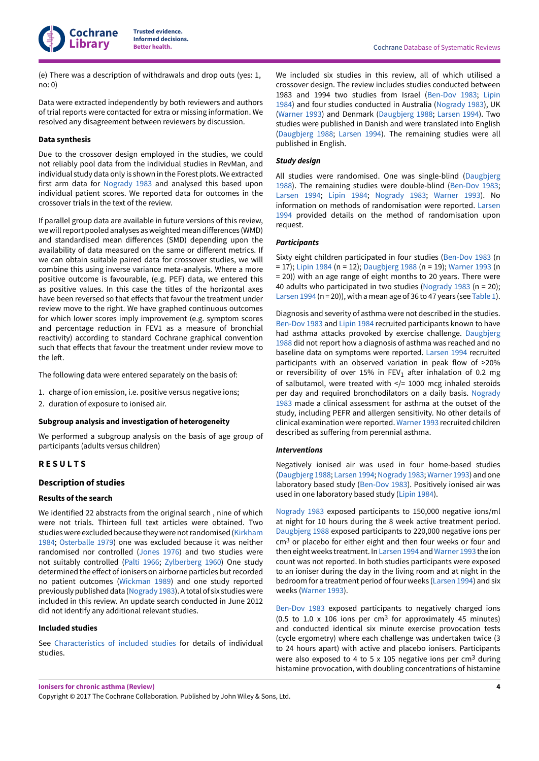(e) There was a description of withdrawals and drop outs (yes: 1, no: 0)

Data were extracted independently by both reviewers and authors of trial reports were contacted for extra or missing information. We resolved any disagreement between reviewers by discussion.

#### Data synthesis

Due to the crossover design employed in the studies, we could not reliably pool data from the individual studies in RevMan, and individual study data only is shown in the Forest plots. We extracted first arm data for Nogrady 1983 and analysed this based upon individual patient scores. We reported data for outcomes in the crossover trials in the text of the review.

If parallel group data are available in future versions of this review, we will report pooled analyses as weighted mean differences (WMD) and standardised mean differences (SMD) depending upon the availability of data measured on the same or different metrics. If we can obtain suitable paired data for crossover studies, we will combine this using inverse variance meta-analysis. Where a more positive outcome is favourable, (e.g. PEF) data, we entered this as positive values. In this case the titles of the horizontal axes have been reversed so that effects that favour the treatment under review move to the right. We have graphed continuous outcomes for which lower scores imply improvement (e.g. symptom scores and percentage reduction in FEV1 as a measure of bronchial reactivity) according to standard Cochrane graphical convention such that effects that favour the treatment under review move to the left.

The following data were entered separately on the basis of:

1. charge of ion emission, i.e. positive versus negative ions;
2. duration of exposure to ionised air.

#### Subgroup analysis and investigation of heterogeneity

We performed a subgroup analysis on the basis of age group of participants (adults versus children)

# RESULTS

## Description of studies

### Results of the search

We identified 22 abstracts from the original search , nine of which were not trials. Thirteen full text articles were obtained. Two studies were excluded because they were not randomised (Kirkham 1984; Osterballe 1979) one was excluded because it was neither randomised nor controlled (Jones 1976) and two studies were not suitably controlled (Palti 1966; Zylberberg 1960) One study determined the effect of ionisers on airborne particles but recorded no patient outcomes (Wickman 1989) and one study reported previously published data (Nogrady 1983). A total of six studies were included in this review. An update search conducted in June 2012 did not identify any additional relevant studies.

### Included studies

See Characteristics of included studies for details of individual studies.

We included six studies in this review, all of which utilised a crossover design. The review includes studies conducted between 1983 and 1994 two studies from Israel (Ben-Dov 1983; Lipin 1984) and four studies conducted in Australia (Nogrady 1983), UK (Warner 1993) and Denmark (Daugbjerg 1988; Larsen 1994). Two studies were published in Danish and were translated into English (Daugbjerg 1988; Larsen 1994). The remaining studies were all published in English.

#### *Study design*

All studies were randomised. One was single-blind (Daugbjerg 1988). The remaining studies were double-blind (Ben-Dov 1983; Larsen 1994; Lipin 1984; Nogrady 1983; Warner 1993). No information on methods of randomisation were reported. Larsen 1994 provided details on the method of randomisation upon request.

#### *Participants*

Sixty eight children participated in four studies (Ben-Dov 1983 (n = 17); Lipin 1984 (n = 12); Daugbjerg 1988 (n = 19); Warner 1993 (n = 20)) with an age range of eight months to 20 years. There were 40 adults who participated in two studies (Nogrady 1983 (n = 20); Larsen 1994 (n = 20)), with a mean age of 36 to 47 years (see Table 1).

Diagnosis and severity of asthma were not described in the studies. Ben-Dov 1983 and Lipin 1984 recruited participants known to have had asthma attacks provoked by exercise challenge. Daugbjerg 1988 did not report how a diagnosis of asthma was reached and no baseline data on symptoms were reported. Larsen 1994 recruited participants with an observed variation in peak flow of >20% or reversibility of over 15% in $FEV_1$ after inhalation of 0.2 mg of salbutamol, were treated with </= 1000 mcg inhaled steroids per day and required bronchodilators on a daily basis. Nogrady 1983 made a clinical assessment for asthma at the outset of the study, including PEFR and allergen sensitivity. No other details of clinical examination were reported. Warner 1993 recruited children described as suffering from perennial asthma.

#### *Interventions*

Negatively ionised air was used in four home-based studies (Daugbjerg 1988; Larsen 1994; Nogrady 1983; Warner 1993) and one laboratory based study (Ben-Dov 1983). Positively ionised air was used in one laboratory based study (Lipin 1984).

Nogrady 1983 exposed participants to 150,000 negative ions/ml at night for 10 hours during the 8 week active treatment period. Daugbjerg 1988 exposed participants to 220,000 negative ions per $cm^3$ or placebo for either eight and then four weeks or four and then eight weeks treatment. In Larsen 1994 and Warner 1993 the ion count was not reported. In both studies participants were exposed to an ioniser during the day in the living room and at night in the bedroom for a treatment period of four weeks (Larsen 1994) and six weeks (Warner 1993).

Ben-Dov 1983 exposed participants to negatively charged ions (0.5 to 1.0 x 106 ions per $cm^3$ for approximately 45 minutes) and conducted identical six minute exercise provocation tests (cycle ergometry) where each challenge was undertaken twice (3 to 24 hours apart) with active and placebo ionisers. Participants were also exposed to 4 to 5 x 105 negative ions per $cm^3$ during histamine provocation, with doubling concentrations of histamine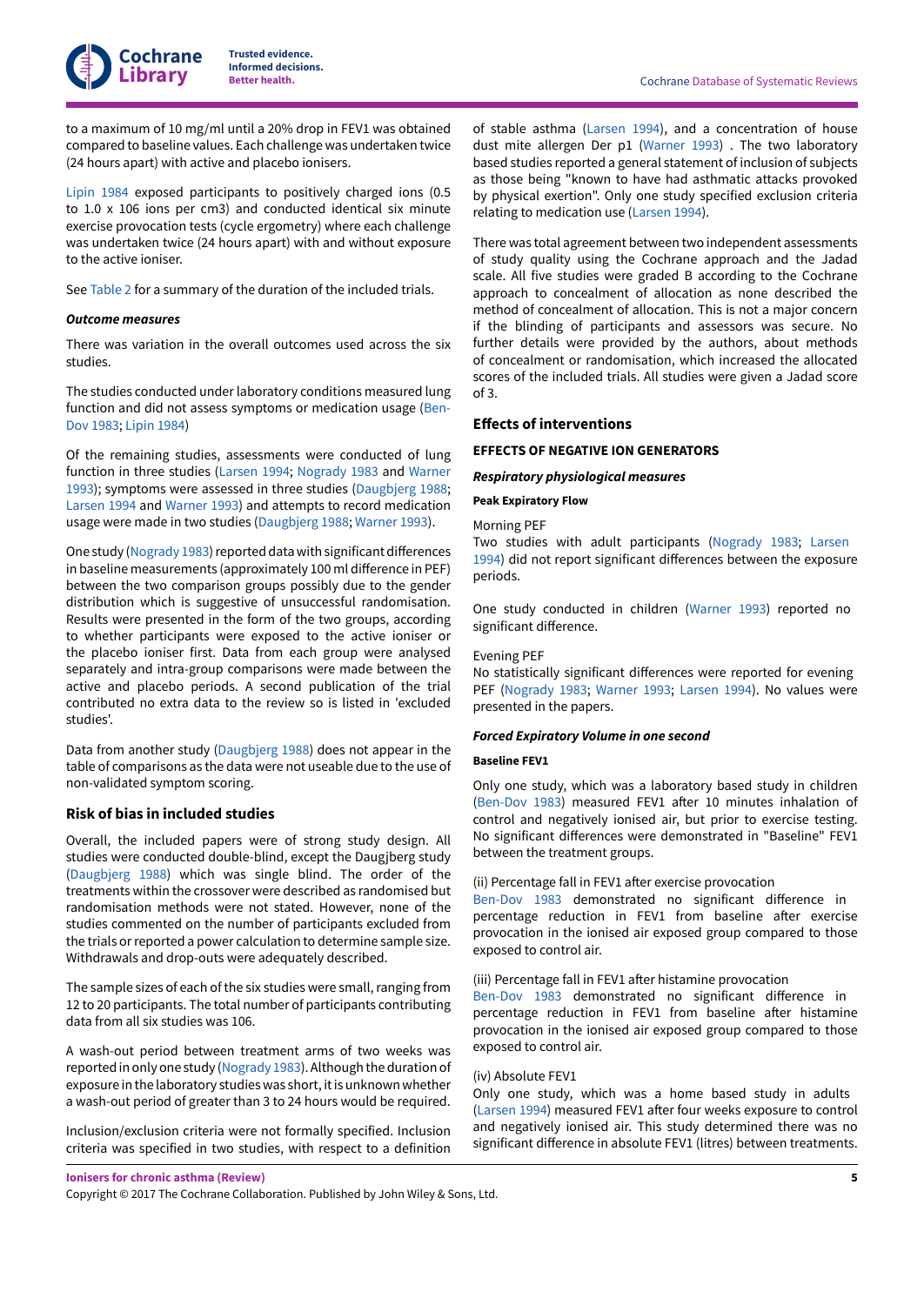to a maximum of 10 mg/ml until a 20% drop in FEV1 was obtained compared to baseline values. Each challenge was undertaken twice (24 hours apart) with active and placebo ionisers.

Lipin 1984 exposed participants to positively charged ions (0.5 to 1.0 x 106 ions per cm3) and conducted identical six minute exercise provocation tests (cycle ergometry) where each challenge was undertaken twice (24 hours apart) with and without exposure to the active ioniser.

See Table 2 for a summary of the duration of the included trials.

#### *Outcome measures*

There was variation in the overall outcomes used across the six studies.

The studies conducted under laboratory conditions measured lung function and did not assess symptoms or medication usage (Ben-Dov 1983; Lipin 1984)

Of the remaining studies, assessments were conducted of lung function in three studies (Larsen 1994; Nogrady 1983 and Warner 1993); symptoms were assessed in three studies (Daugbjerg 1988; Larsen 1994 and Warner 1993) and attempts to record medication usage were made in two studies (Daugbjerg 1988; Warner 1993).

One study (Nogrady 1983) reported data with significant differences in baseline measurements (approximately 100 ml difference in PEF) between the two comparison groups possibly due to the gender distribution which is suggestive of unsuccessful randomisation. Results were presented in the form of the two groups, according to whether participants were exposed to the active ioniser or the placebo ioniser first. Data from each group were analysed separately and intra-group comparisons were made between the active and placebo periods. A second publication of the trial contributed no extra data to the review so is listed in 'excluded studies'.

Data from another study (Daugbjerg 1988) does not appear in the table of comparisons as the data were not useable due to the use of non-validated symptom scoring.

### Risk of bias in included studies

Overall, the included papers were of strong study design. All studies were conducted double-blind, except the Daugbjerg study (Daugbjerg 1988) which was single blind. The order of the treatments within the crossover were described as randomised but randomisation methods were not stated. However, none of the studies commented on the number of participants excluded from the trials or reported a power calculation to determine sample size. Withdrawals and drop-outs were adequately described.

The sample sizes of each of the six studies were small, ranging from 12 to 20 participants. The total number of participants contributing data from all six studies was 106.

A wash-out period between treatment arms of two weeks was reported in only one study (Nogrady 1983). Although the duration of exposure in the laboratory studies was short, it is unknown whether a wash-out period of greater than 3 to 24 hours would be required.

Inclusion/exclusion criteria were not formally specified. Inclusion criteria was specified in two studies, with respect to a definition of stable asthma (Larsen 1994), and a concentration of house dust mite allergen Der p1 (Warner 1993) . The two laboratory based studies reported a general statement of inclusion of subjects as those being "known to have had asthmatic attacks provoked by physical exertion". Only one study specified exclusion criteria relating to medication use (Larsen 1994).

There was total agreement between two independent assessments of study quality using the Cochrane approach and the Jadad scale. All five studies were graded B according to the Cochrane approach to concealment of allocation as none described the method of concealment of allocation. This is not a major concern if the blinding of participants and assessors was secure. No further details were provided by the authors, about methods of concealment or randomisation, which increased the allocated scores of the included trials. All studies were given a Jadad score of 3.

### Effects of interventions

#### EFFECTS OF NEGATIVE ION GENERATORS

#### *Respiratory physiological measures*

##### Peak Expiratory Flow

Morning PEF
Two studies with adult participants (Nogrady 1983; Larsen 1994) did not report significant differences between the exposure periods.

One study conducted in children (Warner 1993) reported no significant difference.

Evening PEF
No statistically significant differences were reported for evening PEF (Nogrady 1983; Warner 1993; Larsen 1994). No values were presented in the papers.

#### *Forced Expiratory Volume in one second*

##### Baseline FEV1

Only one study, which was a laboratory based study in children (Ben-Dov 1983) measured FEV1 after 10 minutes inhalation of control and negatively ionised air, but prior to exercise testing. No significant differences were demonstrated in "Baseline" FEV1 between the treatment groups.

(ii) Percentage fall in FEV1 after exercise provocation
Ben-Dov 1983 demonstrated no significant difference in percentage reduction in FEV1 from baseline after exercise provocation in the ionised air exposed group compared to those exposed to control air.

(iii) Percentage fall in FEV1 after histamine provocation
Ben-Dov 1983 demonstrated no significant difference in percentage reduction in FEV1 from baseline after histamine provocation in the ionised air exposed group compared to those exposed to control air.

(iv) Absolute FEV1
Only one study, which was a home based study in adults (Larsen 1994) measured FEV1 after four weeks exposure to control and negatively ionised air. This study determined there was no significant difference in absolute FEV1 (litres) between treatments.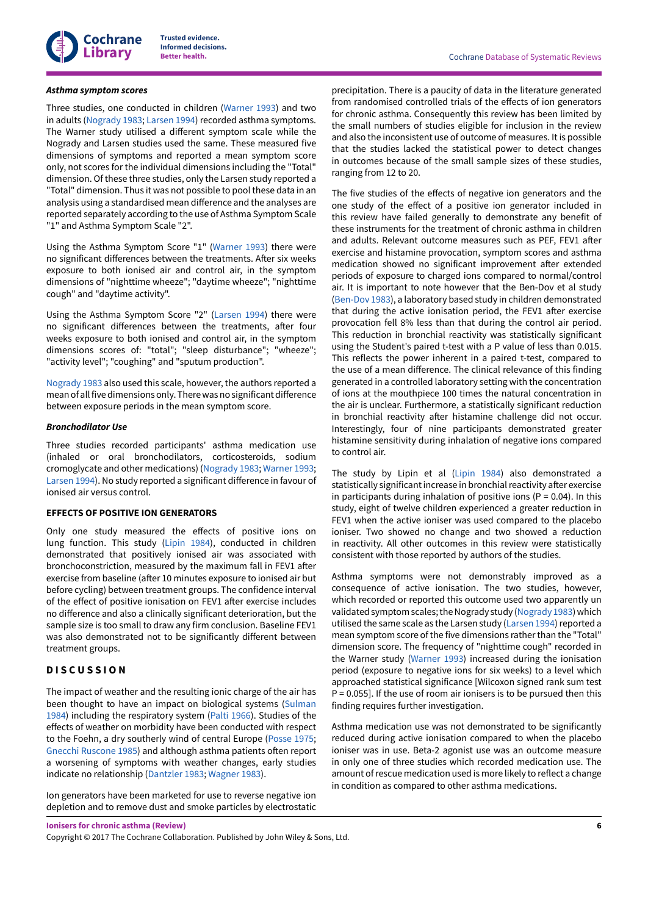#### *Asthma symptom scores*

Three studies, one conducted in children (Warner 1993) and two in adults (Nogrady 1983; Larsen 1994) recorded asthma symptoms. The Warner study utilised a different symptom scale while the Nogrady and Larsen studies used the same. These measured five dimensions of symptoms and reported a mean symptom score only, not scores for the individual dimensions including the "Total" dimension. Of these three studies, only the Larsen study reported a "Total" dimension. Thus it was not possible to pool these data in an analysis using a standardised mean difference and the analyses are reported separately according to the use of Asthma Symptom Scale "1" and Asthma Symptom Scale "2".

Using the Asthma Symptom Score "1" (Warner 1993) there were no significant differences between the treatments. After six weeks exposure to both ionised air and control air, in the symptom dimensions of "nighttime wheeze"; "daytime wheeze"; "nighttime cough" and "daytime activity".

Using the Asthma Symptom Score "2" (Larsen 1994) there were no significant differences between the treatments, after four weeks exposure to both ionised and control air, in the symptom dimensions scores of: "total"; "sleep disturbance"; "wheeze"; "activity level"; "coughing" and "sputum production".

Nogrady 1983 also used this scale, however, the authors reported a mean of all five dimensions only. There was no significant difference between exposure periods in the mean symptom score.

#### *Bronchodilator Use*

Three studies recorded participants' asthma medication use (inhaled or oral bronchodilators, corticosteroids, sodium cromoglycate and other medications) (Nogrady 1983; Warner 1993; Larsen 1994). No study reported a significant difference in favour of ionised air versus control.

### EFFECTS OF POSITIVE ION GENERATORS

Only one study measured the effects of positive ions on lung function. This study (Lipin 1984), conducted in children demonstrated that positively ionised air was associated with bronchoconstriction, measured by the maximum fall in FEV1 after exercise from baseline (after 10 minutes exposure to ionised air but before cycling) between treatment groups. The confidence interval of the effect of positive ionisation on FEV1 after exercise includes no difference and also a clinically significant deterioration, but the sample size is too small to draw any firm conclusion. Baseline FEV1 was also demonstrated not to be significantly different between treatment groups.

## DISCUSSION

The impact of weather and the resulting ionic charge of the air has been thought to have an impact on biological systems (Sulman 1984) including the respiratory system (Palti 1966). Studies of the effects of weather on morbidity have been conducted with respect to the Foehn, a dry southerly wind of central Europe (Posse 1975; Gnecchi Ruscone 1985) and although asthma patients often report a worsening of symptoms with weather changes, early studies indicate no relationship (Dantzler 1983; Wagner 1983).

Ion generators have been marketed for use to reverse negative ion depletion and to remove dust and smoke particles by electrostatic precipitation. There is a paucity of data in the literature generated from randomised controlled trials of the effects of ion generators for chronic asthma. Consequently this review has been limited by the small numbers of studies eligible for inclusion in the review and also the inconsistent use of outcome of measures. It is possible that the studies lacked the statistical power to detect changes in outcomes because of the small sample sizes of these studies, ranging from 12 to 20.

The five studies of the effects of negative ion generators and the one study of the effect of a positive ion generator included in this review have failed generally to demonstrate any benefit of these instruments for the treatment of chronic asthma in children and adults. Relevant outcome measures such as PEF, FEV1 after exercise and histamine provocation, symptom scores and asthma medication showed no significant improvement after extended periods of exposure to charged ions compared to normal/control air. It is important to note however that the Ben-Dov et al study (Ben-Dov 1983), a laboratory based study in children demonstrated that during the active ionisation period, the FEV1 after exercise provocation fell 8% less than that during the control air period. This reduction in bronchial reactivity was statistically significant using the Student's paired t-test with a P value of less than 0.015. This reflects the power inherent in a paired t-test, compared to the use of a mean difference. The clinical relevance of this finding generated in a controlled laboratory setting with the concentration of ions at the mouthpiece 100 times the natural concentration in the air is unclear. Furthermore, a statistically significant reduction in bronchial reactivity after histamine challenge did not occur. Interestingly, four of nine participants demonstrated greater histamine sensitivity during inhalation of negative ions compared to control air.

The study by Lipin et al (Lipin 1984) also demonstrated a statistically significant increase in bronchial reactivity after exercise in participants during inhalation of positive ions ($P = 0.04$). In this study, eight of twelve children experienced a greater reduction in FEV1 when the active ioniser was used compared to the placebo ioniser. Two showed no change and two showed a reduction in reactivity. All other outcomes in this review were statistically consistent with those reported by authors of the studies.

Asthma symptoms were not demonstrably improved as a consequence of active ionisation. The two studies, however, which recorded or reported this outcome used two apparently un validated symptom scales; the Nogrady study (Nogrady 1983) which utilised the same scale as the Larsen study (Larsen 1994) reported a mean symptom score of the five dimensions rather than the "Total" dimension score. The frequency of "nighttime cough" recorded in the Warner study (Warner 1993) increased during the ionisation period (exposure to negative ions for six weeks) to a level which approached statistical significance [Wilcoxon signed rank sum test $P = 0.055$]. If the use of room air ionisers is to be pursued then this finding requires further investigation.

Asthma medication use was not demonstrated to be significantly reduced during active ionisation compared to when the placebo ioniser was in use. Beta-2 agonist use was an outcome measure in only one of three studies which recorded medication use. The amount of rescue medication used is more likely to reflect a change in condition as compared to other asthma medications.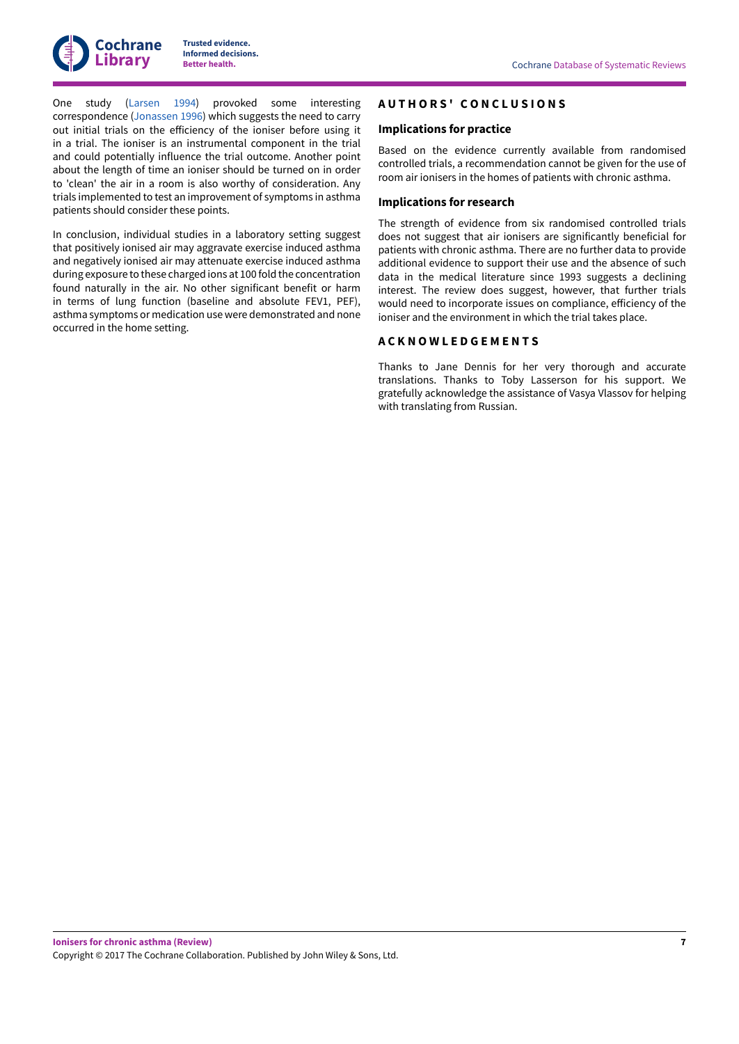One study (Larsen 1994) provoked some interesting correspondence (Jonassen 1996) which suggests the need to carry out initial trials on the efficiency of the ioniser before using it in a trial. The ioniser is an instrumental component in the trial and could potentially influence the trial outcome. Another point about the length of time an ioniser should be turned on in order to 'clean' the air in a room is also worthy of consideration. Any trials implemented to test an improvement of symptoms in asthma patients should consider these points.

In conclusion, individual studies in a laboratory setting suggest that positively ionised air may aggravate exercise induced asthma and negatively ionised air may attenuate exercise induced asthma during exposure to these charged ions at 100 fold the concentration found naturally in the air. No other significant benefit or harm in terms of lung function (baseline and absolute FEV1, PEF), asthma symptoms or medication use were demonstrated and none occurred in the home setting.

# AUTHORS' CONCLUSIONS

## Implications for practice

Based on the evidence currently available from randomised controlled trials, a recommendation cannot be given for the use of room air ionisers in the homes of patients with chronic asthma.

## Implications for research

The strength of evidence from six randomised controlled trials does not suggest that air ionisers are significantly beneficial for patients with chronic asthma. There are no further data to provide additional evidence to support their use and the absence of such data in the medical literature since 1993 suggests a declining interest. The review does suggest, however, that further trials would need to incorporate issues on compliance, efficiency of the ioniser and the environment in which the trial takes place.

# ACKNOWLEDGEMENTS

Thanks to Jane Dennis for her very thorough and accurate translations. Thanks to Toby Lasserson for his support. We gratefully acknowledge the assistance of Vasya Vlassov for helping with translating from Russian.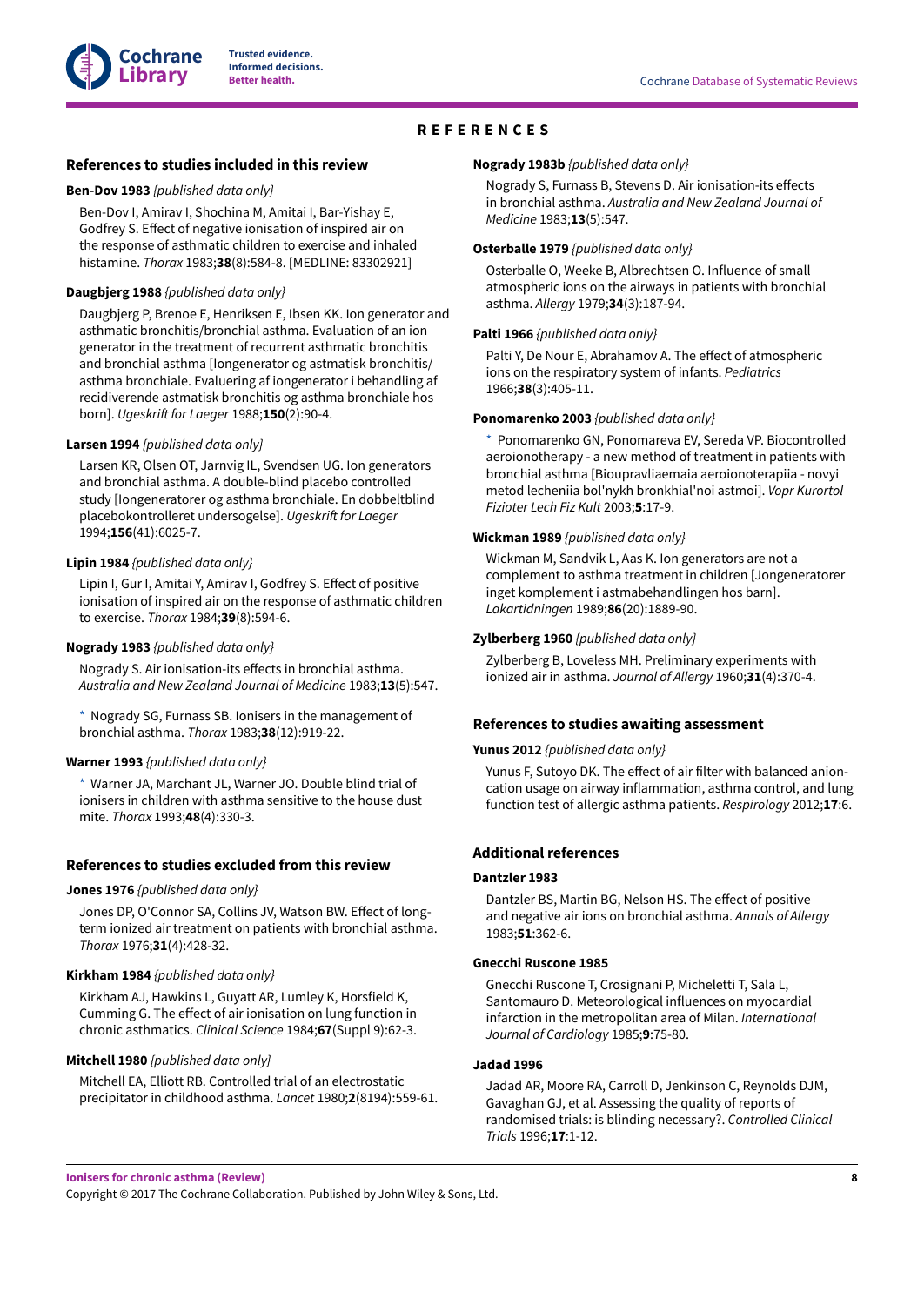# REFERENCES

## References to studies included in this review

**Ben-Dov 1983** *{published data only}*

Ben-Dov I, Amirav I, Shochina M, Amitai I, Bar-Yishay E, Godfrey S. Effect of negative ionisation of inspired air on the response of asthmatic children to exercise and inhaled histamine. *Thorax* 1983;**38**(8):584-8. [MEDLINE: 83302921]

**Daugbjerg 1988** *{published data only}*

Daugbjerg P, Brenoe E, Henriksen E, Ibsen KK. Ion generator and asthmatic bronchitis/bronchial asthma. Evaluation of an ion generator in the treatment of recurrent asthmatic bronchitis and bronchial asthma [Iongenerator og astmatisk bronchitis/asthma bronchiale. Evaluering af iongenerator i behandling af recidiverende astmatisk bronchitis og asthma bronchiale hos born]. *Ugeskrift for Laeger* 1988;**150**(2):90-4.

**Larsen 1994** *{published data only}*

Larsen KR, Olsen OT, Jarnvig IL, Svendsen UG. Ion generators and bronchial asthma. A double-blind placebo controlled study [Iongeneratorer og asthma bronchiale. En dobbeltblind placebokontrolleret undersogelse]. *Ugeskrift for Laeger* 1994;**156**(41):6025-7.

**Lipin 1984** *{published data only}*

Lipin I, Gur I, Amitai Y, Amirav I, Godfrey S. Effect of positive ionisation of inspired air on the response of asthmatic children to exercise. *Thorax* 1984;**39**(8):594-6.

**Nogrady 1983** *{published data only}*

Nogrady S. Air ionisation-its effects in bronchial asthma. *Australia and New Zealand Journal of Medicine* 1983;**13**(5):547.

* Nogrady SG, Furnass SB. Ionisers in the management of bronchial asthma. *Thorax* 1983;**38**(12):919-22.

**Warner 1993** *{published data only}*

* Warner JA, Marchant JL, Warner JO. Double blind trial of ionisers in children with asthma sensitive to the house dust mite. *Thorax* 1993;**48**(4):330-3.

## References to studies excluded from this review

**Jones 1976** *{published data only}*

Jones DP, O'Connor SA, Collins JV, Watson BW. Effect of long-term ionized air treatment on patients with bronchial asthma. *Thorax* 1976;**31**(4):428-32.

**Kirkham 1984** *{published data only}*

Kirkham AJ, Hawkins L, Guyatt AR, Lumley K, Horsfield K, Cumming G. The effect of air ionisation on lung function in chronic asthmatics. *Clinical Science* 1984;**67**(Suppl 9):62-3.

**Mitchell 1980** *{published data only}*

Mitchell EA, Elliott RB. Controlled trial of an electrostatic precipitator in childhood asthma. *Lancet* 1980;**2**(8194):559-61.

**Nogrady 1983b** *{published data only}*

Nogrady S, Furnass B, Stevens D. Air ionisation-its effects in bronchial asthma. *Australia and New Zealand Journal of Medicine* 1983;**13**(5):547.

**Osterballe 1979** *{published data only}*

Osterballe O, Weeke B, Albrechtsen O. Influence of small atmospheric ions on the airways in patients with bronchial asthma. *Allergy* 1979;**34**(3):187-94.

**Palti 1966** *{published data only}*

Palti Y, De Nour E, Abrahamov A. The effect of atmospheric ions on the respiratory system of infants. *Pediatrics* 1966;**38**(3):405-11.

**Ponomarenko 2003** *{published data only}*

* Ponomarenko GN, Ponomareva EV, Sereda VP. Biocontrolled aeroionotherapy - a new method of treatment in patients with bronchial asthma [Bioupravliaemaia aeroionoterapiia - novyi metod lecheniia bol'nykh bronkhial'noi astmoi]. *Vopr Kurortol Fizioter Lech Fiz Kult* 2003;**5**:17-9.

**Wickman 1989** *{published data only}*

Wickman M, Sandvik L, Aas K. Ion generators are not a complement to asthma treatment in children [Jongeneratorer inget komplement i astmabehandlingen hos barn]. *Lakartidningen* 1989;**86**(20):1889-90.

**Zylberberg 1960** *{published data only}*

Zylberberg B, Loveless MH. Preliminary experiments with ionized air in asthma. *Journal of Allergy* 1960;**31**(4):370-4.

## References to studies awaiting assessment

**Yunus 2012** *{published data only}*

Yunus F, Sutoyo DK. The effect of air filter with balanced anion-cation usage on airway inflammation, asthma control, and lung function test of allergic asthma patients. *Respirology* 2012;**17**:6.

## Additional references

**Dantzler 1983**

Dantzler BS, Martin BG, Nelson HS. The effect of positive and negative air ions on bronchial asthma. *Annals of Allergy* 1983;**51**:362-6.

**Gnecchi Ruscone 1985**

Gnecchi Ruscone T, Crosignani P, Micheletti T, Sala L, Santomauro D. Meteorological influences on myocardial infarction in the metropolitan area of Milan. *International Journal of Cardiology* 1985;**9**:75-80.

**Jadad 1996**

Jadad AR, Moore RA, Carroll D, Jenkinson C, Reynolds DJM, Gavaghan GJ, et al. Assessing the quality of reports of randomised trials: is blinding necessary?. *Controlled Clinical Trials* 1996;**17**:1-12.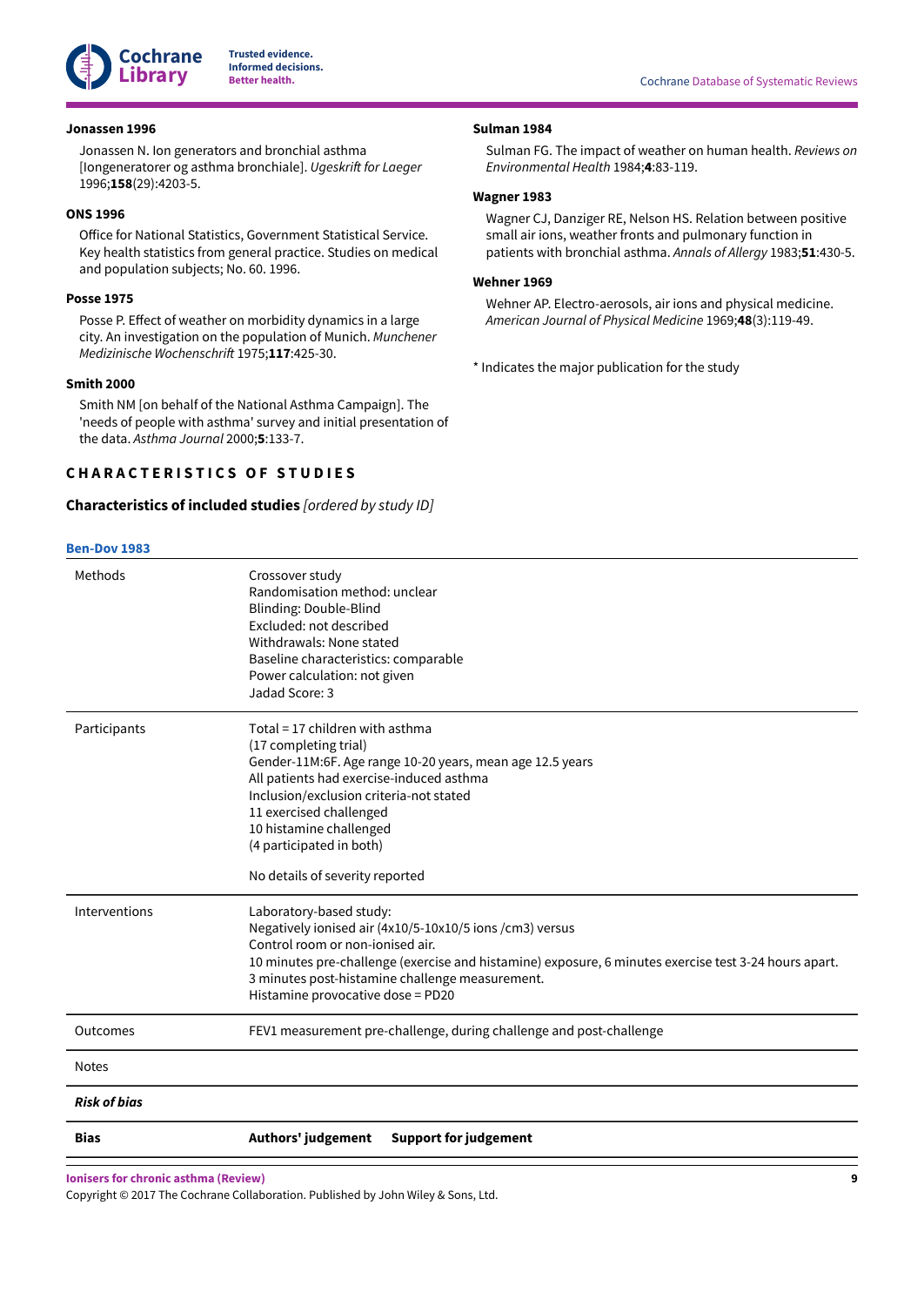**Jonassen 1996**

Jonassen N. Ion generators and bronchial asthma [Iongeneratorer og asthma bronchiale]. *Ugeskrift for Laeger* 1996;**158**(29):4203-5.

**ONS 1996**

Office for National Statistics, Government Statistical Service. Key health statistics from general practice. Studies on medical and population subjects; No. 60. 1996.

**Posse 1975**

Posse P. Effect of weather on morbidity dynamics in a large city. An investigation on the population of Munich. *Munchener Medizinische Wochenschrift* 1975;**117**:425-30.

**Smith 2000**

Smith NM [on behalf of the National Asthma Campaign]. The 'needs of people with asthma' survey and initial presentation of the data. *Asthma Journal* 2000;**5**:133-7.

**Sulman 1984**

Sulman FG. The impact of weather on human health. *Reviews on Environmental Health* 1984;**4**:83-119.

**Wagner 1983**

Wagner CJ, Danziger RE, Nelson HS. Relation between positive small air ions, weather fronts and pulmonary function in patients with bronchial asthma. *Annals of Allergy* 1983;**51**:430-5.

**Wehner 1969**

Wehner AP. Electro-aerosols, air ions and physical medicine. *American Journal of Physical Medicine* 1969;**48**(3):119-49.

\* Indicates the major publication for the study

## CHARACTERISTICS OF STUDIES

### Characteristics of included studies *[ordered by study ID]*

**Ben-Dov 1983**

| | |
|---|---|
| Methods | Crossover study<br>Randomisation method: unclear<br>Blinding: Double-Blind<br>Excluded: not described<br>Withdrawals: None stated<br>Baseline characteristics: comparable<br>Power calculation: not given<br>Jadad Score: 3 |
| Participants | Total = 17 children with asthma<br>(17 completing trial)<br>Gender-11M:6F. Age range 10-20 years, mean age 12.5 years<br>All patients had exercise-induced asthma<br>Inclusion/exclusion criteria-not stated<br>11 exercised challenged<br>10 histamine challenged<br>(4 participated in both)<br><br>No details of severity reported |
| Interventions | Laboratory-based study:<br>Negatively ionised air (4x10/5-10x10/5 ions /cm3) versus<br>Control room or non-ionised air.<br>10 minutes pre-challenge (exercise and histamine) exposure, 6 minutes exercise test 3-24 hours apart.<br>3 minutes post-histamine challenge measurement.<br>Histamine provocative dose = PD20 |
| Outcomes | FEV1 measurement pre-challenge, during challenge and post-challenge |
| Notes | |

*Risk of bias*

| Bias | Authors' judgement | Support for judgement |
|---|---|---|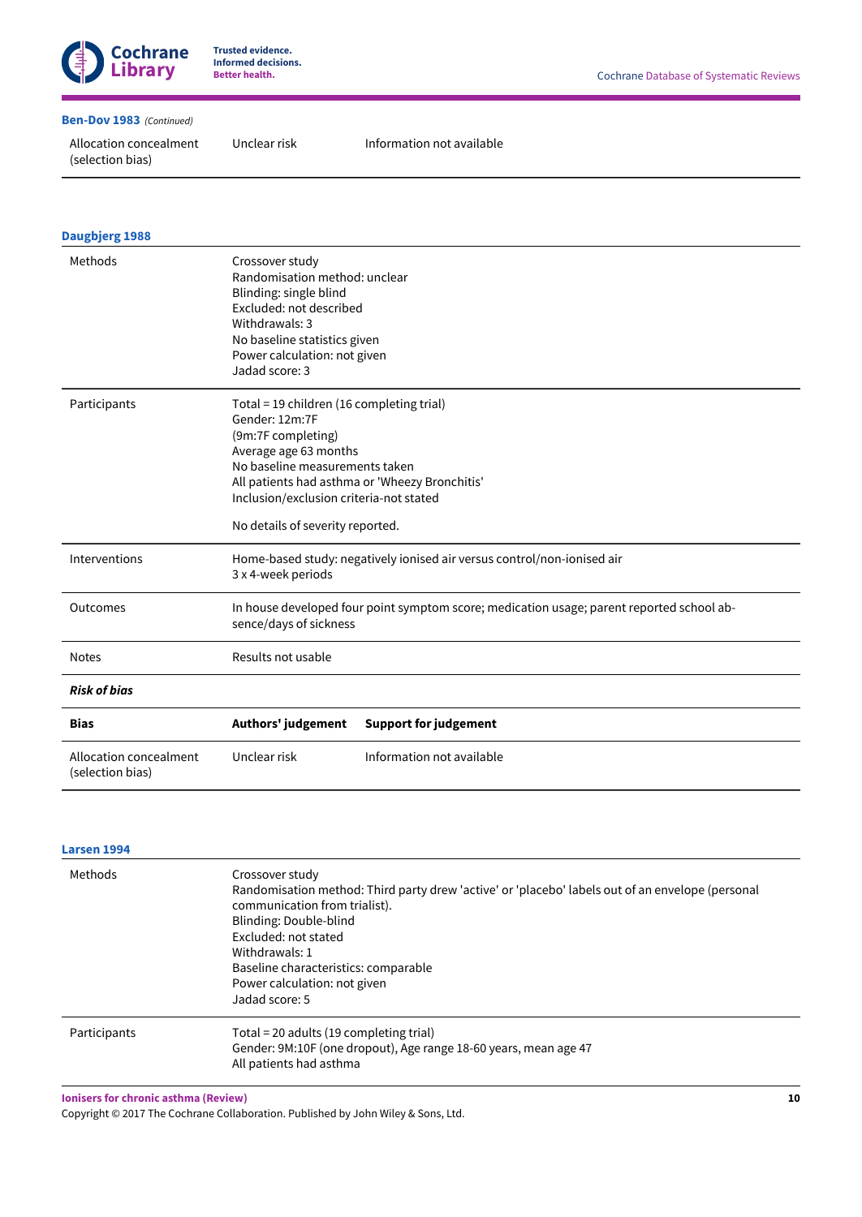**Ben-Dov 1983** *(Continued)*

| | | |
|---|---|---|
| Allocation concealment (selection bias) | Unclear risk | Information not available |

### Daugbjerg 1988

| | |
|---|---|
| Methods | Crossover study<br>Randomisation method: unclear<br>Blinding: single blind<br>Excluded: not described<br>Withdrawals: 3<br>No baseline statistics given<br>Power calculation: not given<br>Jadad score: 3 |
| Participants | Total = 19 children (16 completing trial)<br>Gender: 12m:7F<br>(9m:7F completing)<br>Average age 63 months<br>No baseline measurements taken<br>All patients had asthma or 'Wheezy Bronchitis'<br>Inclusion/exclusion criteria-not stated<br><br>No details of severity reported. |
| Interventions | Home-based study: negatively ionised air versus control/non-ionised air<br>3 x 4-week periods |
| Outcomes | In house developed four point symptom score; medication usage; parent reported school absence/days of sickness |
| Notes | Results not usable |

***Risk of bias***

| **Bias** | **Authors' judgement** | **Support for judgement** |
|---|---|---|
| Allocation concealment (selection bias) | Unclear risk | Information not available |

### Larsen 1994

| | |
|---|---|
| Methods | Crossover study<br>Randomisation method: Third party drew 'active' or 'placebo' labels out of an envelope (personal communication from trialist).<br>Blinding: Double-blind<br>Excluded: not stated<br>Withdrawals: 1<br>Baseline characteristics: comparable<br>Power calculation: not given<br>Jadad score: 5 |
| Participants | Total = 20 adults (19 completing trial)<br>Gender: 9M:10F (one dropout), Age range 18-60 years, mean age 47<br>All patients had asthma |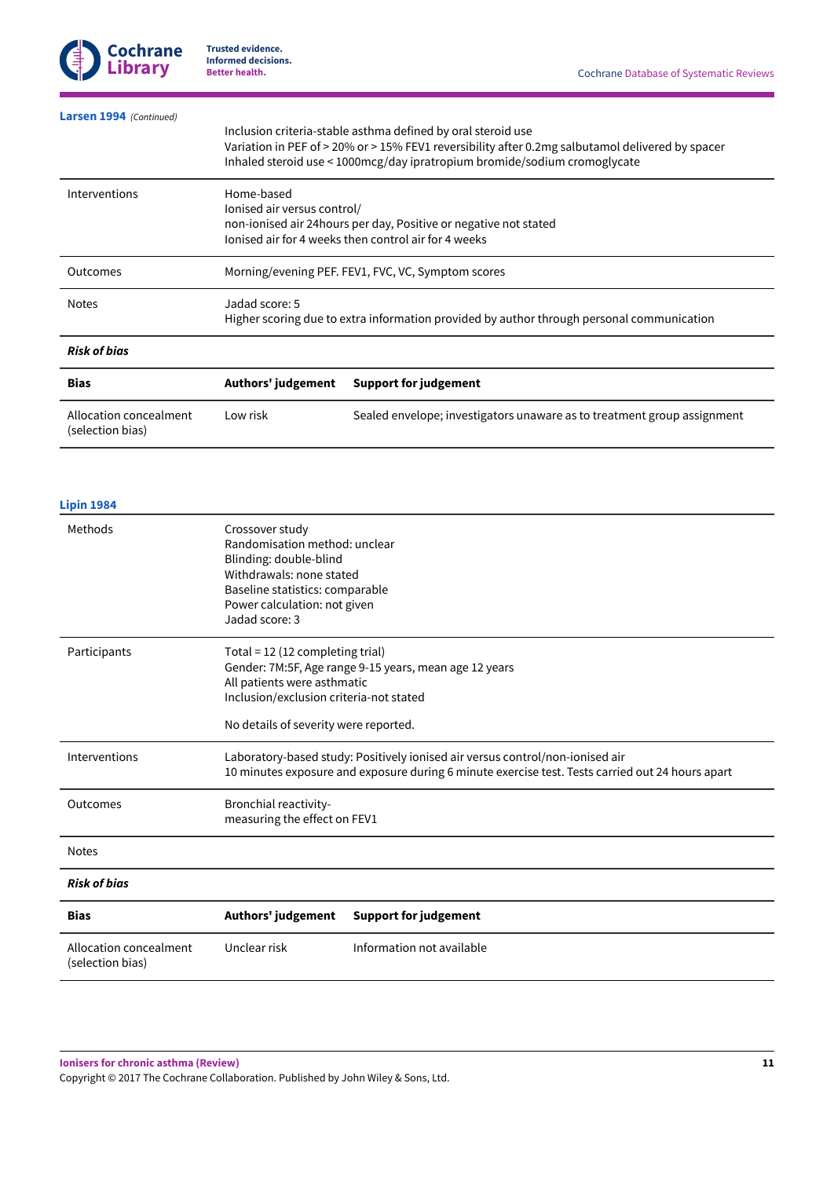**Larsen 1994** *(Continued)*

| | |
|---|---|
| | Inclusion criteria-stable asthma defined by oral steroid use<br>Variation in PEF of > 20% or > 15% FEV1 reversibility after 0.2mg salbutamol delivered by spacer<br>Inhaled steroid use < 1000mcg/day ipratropium bromide/sodium cromoglycate |
| Interventions | Home-based<br>Ionised air versus control/<br>non-ionised air 24hours per day, Positive or negative not stated<br>Ionised air for 4 weeks then control air for 4 weeks |
| Outcomes | Morning/evening PEF. FEV1, FVC, VC, Symptom scores |
| Notes | Jadad score: 5<br>Higher scoring due to extra information provided by author through personal communication |

***Risk of bias***

| Bias | Authors' judgement | Support for judgement |
|---|---|---|
| Allocation concealment (selection bias) | Low risk | Sealed envelope; investigators unaware as to treatment group assignment |

**Lipin 1984**

| | |
|---|---|
| Methods | Crossover study<br>Randomisation method: unclear<br>Blinding: double-blind<br>Withdrawals: none stated<br>Baseline statistics: comparable<br>Power calculation: not given<br>Jadad score: 3 |
| Participants | Total = 12 (12 completing trial)<br>Gender: 7M:5F, Age range 9-15 years, mean age 12 years<br>All patients were asthmatic<br>Inclusion/exclusion criteria-not stated<br><br>No details of severity were reported. |
| Interventions | Laboratory-based study: Positively ionised air versus control/non-ionised air<br>10 minutes exposure and exposure during 6 minute exercise test. Tests carried out 24 hours apart |
| Outcomes | Bronchial reactivity-<br>measuring the effect on FEV1 |
| Notes | |

***Risk of bias***

| Bias | Authors' judgement | Support for judgement |
|---|---|---|
| Allocation concealment (selection bias) | Unclear risk | Information not available |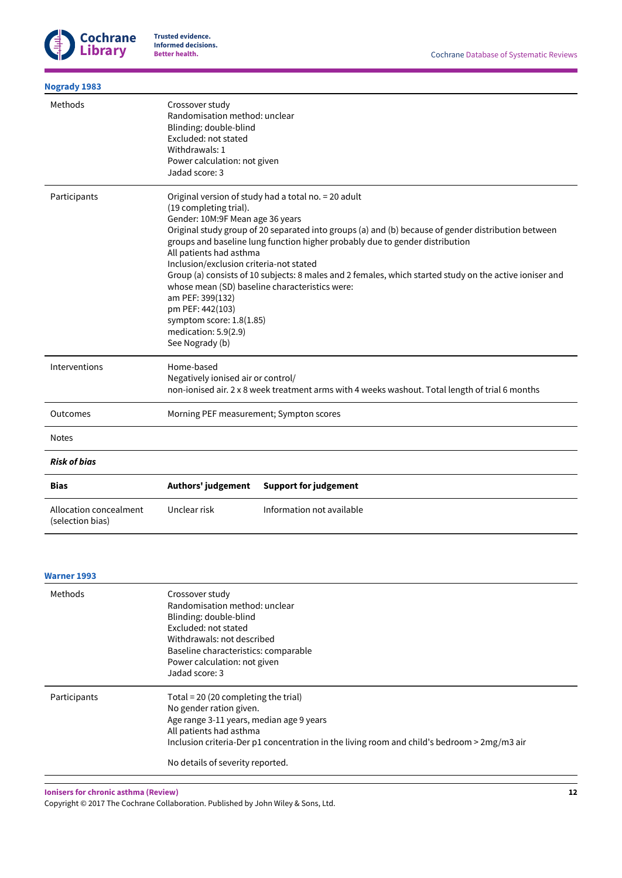**Nogrady 1983**

| | |
|---|---|
| Methods | Crossover study<br>Randomisation method: unclear<br>Blinding: double-blind<br>Excluded: not stated<br>Withdrawals: 1<br>Power calculation: not given<br>Jadad score: 3 |
| Participants | Original version of study had a total no. = 20 adult<br>(19 completing trial).<br>Gender: 10M:9F Mean age 36 years<br>Original study group of 20 separated into groups (a) and (b) because of gender distribution between groups and baseline lung function higher probably due to gender distribution<br>All patients had asthma<br>Inclusion/exclusion criteria-not stated<br>Group (a) consists of 10 subjects: 8 males and 2 females, which started study on the active ioniser and whose mean (SD) baseline characteristics were:<br>am PEF: 399(132)<br>pm PEF: 442(103)<br>symptom score: 1.8(1.85)<br>medication: 5.9(2.9)<br>See Nogrady (b) |
| Interventions | Home-based<br>Negatively ionised air or control/<br>non-ionised air. 2 x 8 week treatment arms with 4 weeks washout. Total length of trial 6 months |
| Outcomes | Morning PEF measurement; Sympton scores |
| Notes | |

***Risk of bias***

| Bias | Authors' judgement | Support for judgement |
|---|---|---|
| Allocation concealment (selection bias) | Unclear risk | Information not available |

**Warner 1993**

| | |
|---|---|
| Methods | Crossover study<br>Randomisation method: unclear<br>Blinding: double-blind<br>Excluded: not stated<br>Withdrawals: not described<br>Baseline characteristics: comparable<br>Power calculation: not given<br>Jadad score: 3 |
| Participants | Total = 20 (20 completing the trial)<br>No gender ration given.<br>Age range 3-11 years, median age 9 years<br>All patients had asthma<br>Inclusion criteria-Der p1 concentration in the living room and child's bedroom > 2mg/m3 air<br><br>No details of severity reported. |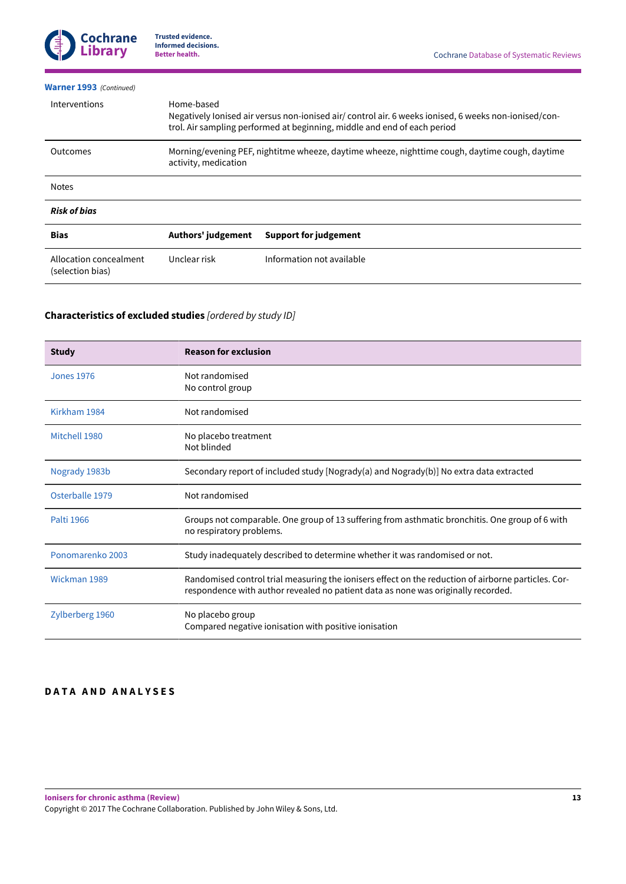**Warner 1993** *(Continued)*

| | |
|---|---|
| Interventions | Home-based<br>Negatively Ionised air versus non-ionised air/ control air. 6 weeks ionised, 6 weeks non-ionised/control. Air sampling performed at beginning, middle and end of each period |
| Outcomes | Morning/evening PEF, nighttime wheeze, daytime wheeze, nighttime cough, daytime cough, daytime activity, medication |
| Notes | |

***Risk of bias***

| Bias | Authors' judgement | Support for judgement |
|---|---|---|
| Allocation concealment (selection bias) | Unclear risk | Information not available |

### Characteristics of excluded studies *[ordered by study ID]*

| Study | Reason for exclusion |
|---|---|
| Jones 1976 | Not randomised<br>No control group |
| Kirkham 1984 | Not randomised |
| Mitchell 1980 | No placebo treatment<br>Not blinded |
| Nogrady 1983b | Secondary report of included study [Nogrady(a) and Nogrady(b)] No extra data extracted |
| Osterballe 1979 | Not randomised |
| Palti 1966 | Groups not comparable. One group of 13 suffering from asthmatic bronchitis. One group of 6 with no respiratory problems. |
| Ponomarenko 2003 | Study inadequately described to determine whether it was randomised or not. |
| Wickman 1989 | Randomised control trial measuring the ionisers effect on the reduction of airborne particles. Correspondence with author revealed no patient data as none was originally recorded. |
| Zylberberg 1960 | No placebo group<br>Compared negative ionisation with positive ionisation |

## DATA AND ANALYSES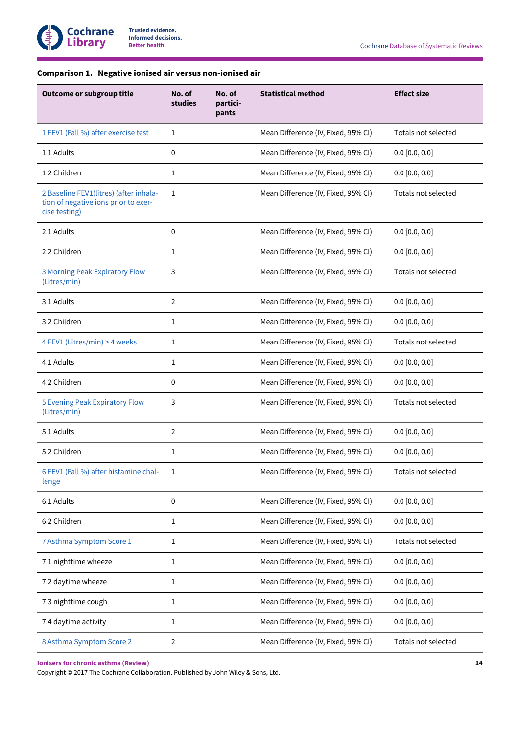### Comparison 1. Negative ionised air versus non-ionised air

| Outcome or subgroup title | No. of studies | No. of participants | Statistical method | Effect size |
|---|---|---|---|---|
| 1 FEV1 (Fall %) after exercise test | 1 | | Mean Difference (IV, Fixed, 95% CI) | Totals not selected |
| 1.1 Adults | 0 | | Mean Difference (IV, Fixed, 95% CI) | 0.0 [0.0, 0.0] |
| 1.2 Children | 1 | | Mean Difference (IV, Fixed, 95% CI) | 0.0 [0.0, 0.0] |
| 2 Baseline FEV1(litres) (after inhalation of negative ions prior to exercise testing) | 1 | | Mean Difference (IV, Fixed, 95% CI) | Totals not selected |
| 2.1 Adults | 0 | | Mean Difference (IV, Fixed, 95% CI) | 0.0 [0.0, 0.0] |
| 2.2 Children | 1 | | Mean Difference (IV, Fixed, 95% CI) | 0.0 [0.0, 0.0] |
| 3 Morning Peak Expiratory Flow (Litres/min) | 3 | | Mean Difference (IV, Fixed, 95% CI) | Totals not selected |
| 3.1 Adults | 2 | | Mean Difference (IV, Fixed, 95% CI) | 0.0 [0.0, 0.0] |
| 3.2 Children | 1 | | Mean Difference (IV, Fixed, 95% CI) | 0.0 [0.0, 0.0] |
| 4 FEV1 (Litres/min) > 4 weeks | 1 | | Mean Difference (IV, Fixed, 95% CI) | Totals not selected |
| 4.1 Adults | 1 | | Mean Difference (IV, Fixed, 95% CI) | 0.0 [0.0, 0.0] |
| 4.2 Children | 0 | | Mean Difference (IV, Fixed, 95% CI) | 0.0 [0.0, 0.0] |
| 5 Evening Peak Expiratory Flow (Litres/min) | 3 | | Mean Difference (IV, Fixed, 95% CI) | Totals not selected |
| 5.1 Adults | 2 | | Mean Difference (IV, Fixed, 95% CI) | 0.0 [0.0, 0.0] |
| 5.2 Children | 1 | | Mean Difference (IV, Fixed, 95% CI) | 0.0 [0.0, 0.0] |
| 6 FEV1 (Fall %) after histamine challenge | 1 | | Mean Difference (IV, Fixed, 95% CI) | Totals not selected |
| 6.1 Adults | 0 | | Mean Difference (IV, Fixed, 95% CI) | 0.0 [0.0, 0.0] |
| 6.2 Children | 1 | | Mean Difference (IV, Fixed, 95% CI) | 0.0 [0.0, 0.0] |
| 7 Asthma Symptom Score 1 | 1 | | Mean Difference (IV, Fixed, 95% CI) | Totals not selected |
| 7.1 nighttime wheeze | 1 | | Mean Difference (IV, Fixed, 95% CI) | 0.0 [0.0, 0.0] |
| 7.2 daytime wheeze | 1 | | Mean Difference (IV, Fixed, 95% CI) | 0.0 [0.0, 0.0] |
| 7.3 nighttime cough | 1 | | Mean Difference (IV, Fixed, 95% CI) | 0.0 [0.0, 0.0] |
| 7.4 daytime activity | 1 | | Mean Difference (IV, Fixed, 95% CI) | 0.0 [0.0, 0.0] |
| 8 Asthma Symptom Score 2 | 2 | | Mean Difference (IV, Fixed, 95% CI) | Totals not selected |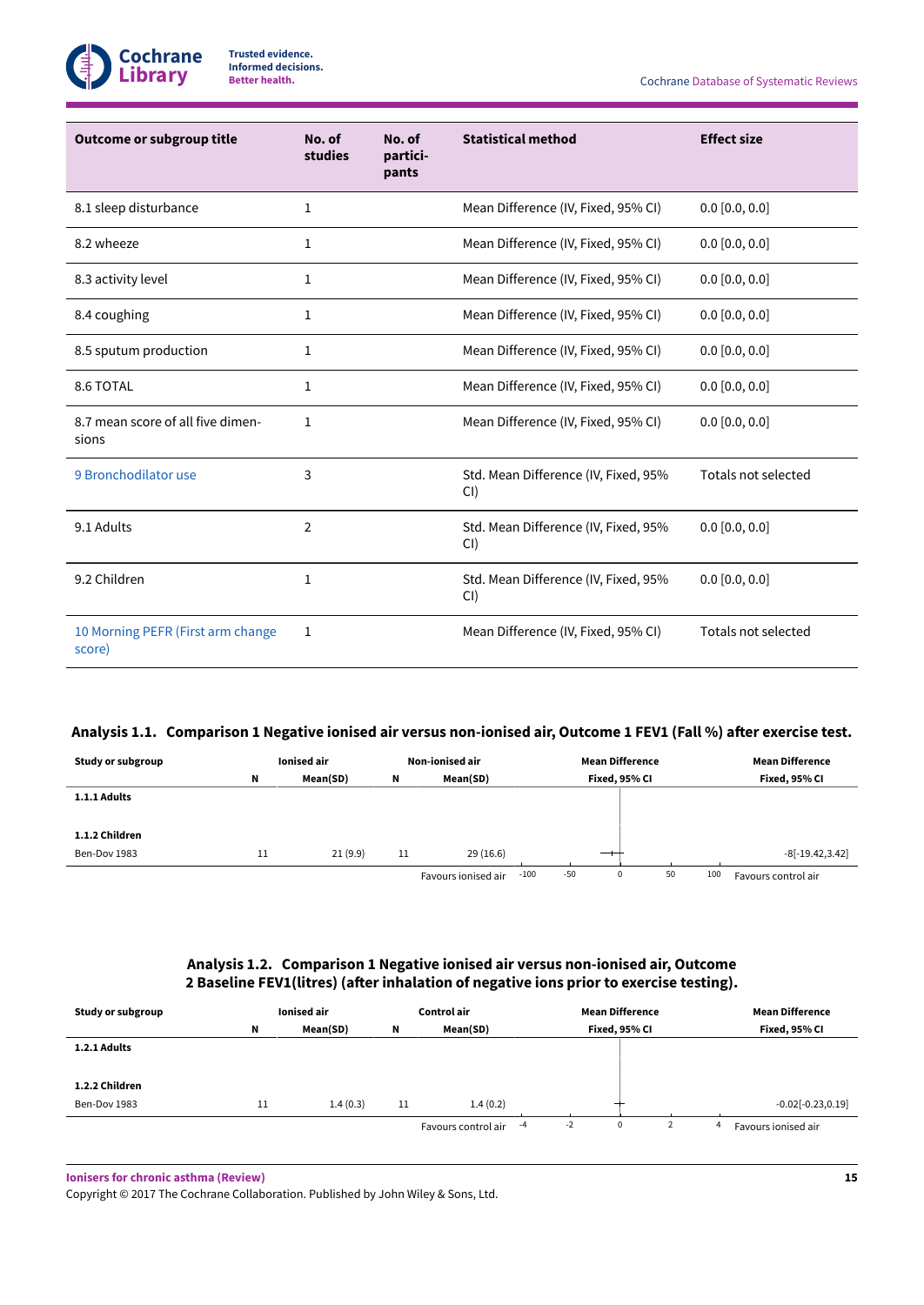| Outcome or subgroup title | No. of studies | No. of participants | Statistical method | Effect size |
|---|---|---|---|---|
| 8.1 sleep disturbance | 1 | | Mean Difference (IV, Fixed, 95% CI) | 0.0 [0.0, 0.0] |
| 8.2 wheeze | 1 | | Mean Difference (IV, Fixed, 95% CI) | 0.0 [0.0, 0.0] |
| 8.3 activity level | 1 | | Mean Difference (IV, Fixed, 95% CI) | 0.0 [0.0, 0.0] |
| 8.4 coughing | 1 | | Mean Difference (IV, Fixed, 95% CI) | 0.0 [0.0, 0.0] |
| 8.5 sputum production | 1 | | Mean Difference (IV, Fixed, 95% CI) | 0.0 [0.0, 0.0] |
| 8.6 TOTAL | 1 | | Mean Difference (IV, Fixed, 95% CI) | 0.0 [0.0, 0.0] |
| 8.7 mean score of all five dimensions | 1 | | Mean Difference (IV, Fixed, 95% CI) | 0.0 [0.0, 0.0] |
| 9 Bronchodilator use | 3 | | Std. Mean Difference (IV, Fixed, 95% CI) | Totals not selected |
| 9.1 Adults | 2 | | Std. Mean Difference (IV, Fixed, 95% CI) | 0.0 [0.0, 0.0] |
| 9.2 Children | 1 | | Std. Mean Difference (IV, Fixed, 95% CI) | 0.0 [0.0, 0.0] |
| 10 Morning PEFR (First arm change score) | 1 | | Mean Difference (IV, Fixed, 95% CI) | Totals not selected |

### Analysis 1.1. Comparison 1 Negative ionised air versus non-ionised air, Outcome 1 FEV1 (Fall %) after exercise test.

| Study or subgroup | Ionised air N | Ionised air Mean(SD) | Non-ionised air N | Non-ionised air Mean(SD) | Mean Difference Fixed, 95% CI | Mean Difference Fixed, 95% CI |
|---|---|---|---|---|---|---|
| **1.1.1 Adults** | | | | | | |
| **1.1.2 Children** | | | | | | |
| Ben-Dov 1983 | 11 | 21 (9.9) | 11 | 29 (16.6) | | -8[-19.42,3.42] |
| | | | | Favours ionised air | -100 -50 0 50 100 | Favours control air |

### Analysis 1.2. Comparison 1 Negative ionised air versus non-ionised air, Outcome 2 Baseline FEV1(litres) (after inhalation of negative ions prior to exercise testing).

| Study or subgroup | Ionised air N | Ionised air Mean(SD) | Control air N | Control air Mean(SD) | Mean Difference Fixed, 95% CI | Mean Difference Fixed, 95% CI |
|---|---|---|---|---|---|---|
| **1.2.1 Adults** | | | | | | |
| **1.2.2 Children** | | | | | | |
| Ben-Dov 1983 | 11 | 1.4 (0.3) | 11 | 1.4 (0.2) | | -0.02[-0.23,0.19] |
| | | | | Favours control air | -4 -2 0 2 4 | Favours ionised air |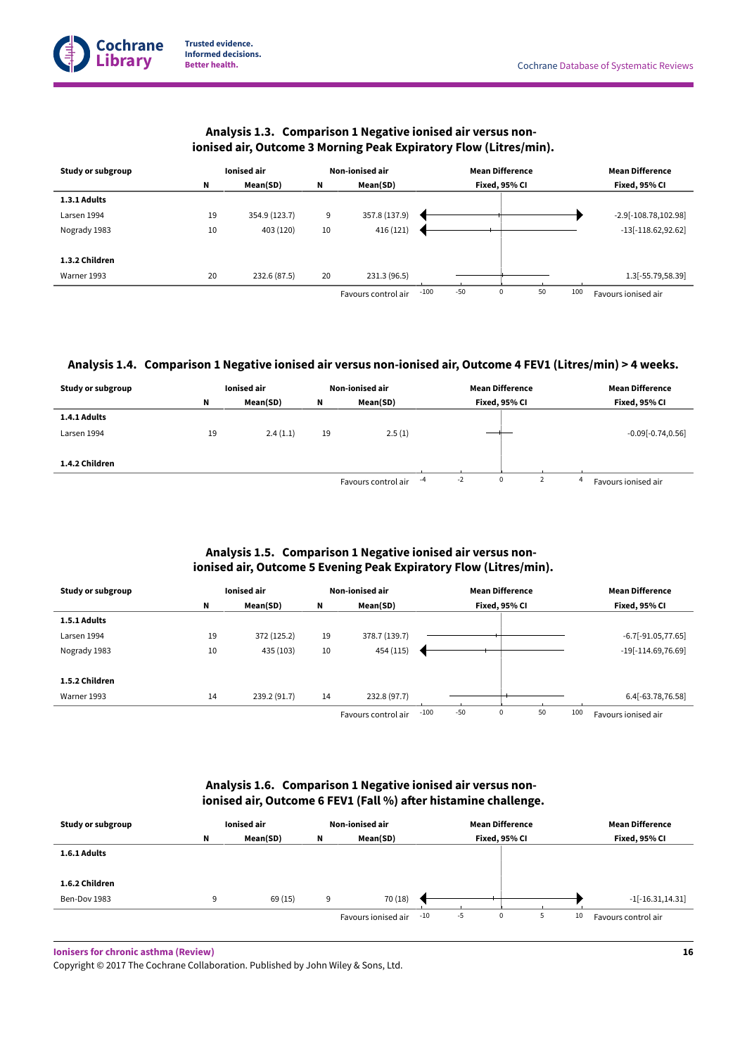### Analysis 1.3. Comparison 1 Negative ionised air versus non-ionised air, Outcome 3 Morning Peak Expiratory Flow (Litres/min).

| Study or subgroup | Ionised air | | Non-ionised air | | Mean Difference | Mean Difference |
|---|---|---|---|---|---|---|
| | N | Mean(SD) | N | Mean(SD) | Fixed, 95% CI | Fixed, 95% CI |
| **1.3.1 Adults** | | | | | | |
| Larsen 1994 | 19 | 354.9 (123.7) | 9 | 357.8 (137.9) | | -2.9[-108.78,102.98] |
| Nogrady 1983 | 10 | 403 (120) | 10 | 416 (121) | | -13[-118.62,92.62] |
| **1.3.2 Children** | | | | | | |
| Warner 1993 | 20 | 232.6 (87.5) | 20 | 231.3 (96.5) | | 1.3[-55.79,58.39] |
| | | | | Favours control air | -100 -50 0 50 100 | Favours ionised air |

### Analysis 1.4. Comparison 1 Negative ionised air versus non-ionised air, Outcome 4 FEV1 (Litres/min) > 4 weeks.

| Study or subgroup | Ionised air | | Non-ionised air | | Mean Difference | Mean Difference |
|---|---|---|---|---|---|---|
| | N | Mean(SD) | N | Mean(SD) | Fixed, 95% CI | Fixed, 95% CI |
| **1.4.1 Adults** | | | | | | |
| Larsen 1994 | 19 | 2.4 (1.1) | 19 | 2.5 (1) | | -0.09[-0.74,0.56] |
| **1.4.2 Children** | | | | | | |
| | | | | Favours control air | -4 -2 0 2 4 | Favours ionised air |

### Analysis 1.5. Comparison 1 Negative ionised air versus non-ionised air, Outcome 5 Evening Peak Expiratory Flow (Litres/min).

| Study or subgroup | Ionised air | | Non-ionised air | | Mean Difference | Mean Difference |
|---|---|---|---|---|---|---|
| | N | Mean(SD) | N | Mean(SD) | Fixed, 95% CI | Fixed, 95% CI |
| **1.5.1 Adults** | | | | | | |
| Larsen 1994 | 19 | 372 (125.2) | 19 | 378.7 (139.7) | | -6.7[-91.05,77.65] |
| Nogrady 1983 | 10 | 435 (103) | 10 | 454 (115) | | -19[-114.69,76.69] |
| **1.5.2 Children** | | | | | | |
| Warner 1993 | 14 | 239.2 (91.7) | 14 | 232.8 (97.7) | | 6.4[-63.78,76.58] |
| | | | | Favours control air | -100 -50 0 50 100 | Favours ionised air |

### Analysis 1.6. Comparison 1 Negative ionised air versus non-ionised air, Outcome 6 FEV1 (Fall %) after histamine challenge.

| Study or subgroup | Ionised air | | Non-ionised air | | Mean Difference | Mean Difference |
|---|---|---|---|---|---|---|
| | N | Mean(SD) | N | Mean(SD) | Fixed, 95% CI | Fixed, 95% CI |
| **1.6.1 Adults** | | | | | | |
| **1.6.2 Children** | | | | | | |
| Ben-Dov 1983 | 9 | 69 (15) | 9 | 70 (18) | | -1[-16.31,14.31] |
| | | | | Favours ionised air | -10 -5 0 5 10 | Favours control air |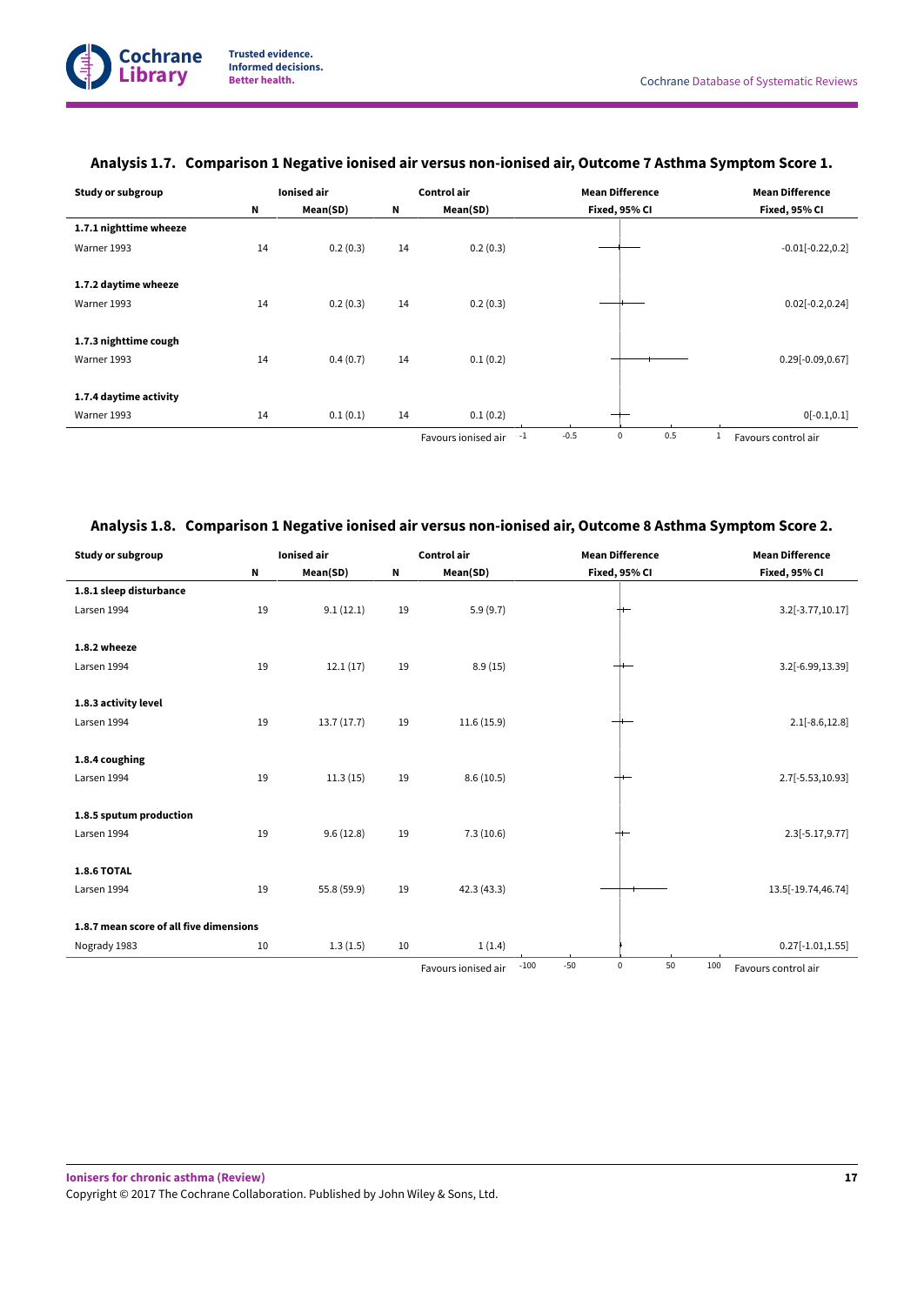### Analysis 1.7. Comparison 1 Negative ionised air versus non-ionised air, Outcome 7 Asthma Symptom Score 1.

| Study or subgroup | Ionised air | | Control air | | Mean Difference | Mean Difference |
|---|---|---|---|---|---|---|
| | N | Mean(SD) | N | Mean(SD) | Fixed, 95% CI | Fixed, 95% CI |
| **1.7.1 nighttime wheeze** | | | | | | |
| Warner 1993 | 14 | 0.2 (0.3) | 14 | 0.2 (0.3) | | -0.01[-0.22,0.2] |
| **1.7.2 daytime wheeze** | | | | | | |
| Warner 1993 | 14 | 0.2 (0.3) | 14 | 0.2 (0.3) | | 0.02[-0.2,0.24] |
| **1.7.3 nighttime cough** | | | | | | |
| Warner 1993 | 14 | 0.4 (0.7) | 14 | 0.1 (0.2) | | 0.29[-0.09,0.67] |
| **1.7.4 daytime activity** | | | | | | |
| Warner 1993 | 14 | 0.1 (0.1) | 14 | 0.1 (0.2) | | 0[-0.1,0.1] |
| | | | | Favours ionised air | -1 -0.5 0 0.5 1 | Favours control air |

### Analysis 1.8. Comparison 1 Negative ionised air versus non-ionised air, Outcome 8 Asthma Symptom Score 2.

| Study or subgroup | Ionised air | | Control air | | Mean Difference | Mean Difference |
|---|---|---|---|---|---|---|
| | N | Mean(SD) | N | Mean(SD) | Fixed, 95% CI | Fixed, 95% CI |
| **1.8.1 sleep disturbance** | | | | | | |
| Larsen 1994 | 19 | 9.1 (12.1) | 19 | 5.9 (9.7) | | 3.2[-3.77,10.17] |
| **1.8.2 wheeze** | | | | | | |
| Larsen 1994 | 19 | 12.1 (17) | 19 | 8.9 (15) | | 3.2[-6.99,13.39] |
| **1.8.3 activity level** | | | | | | |
| Larsen 1994 | 19 | 13.7 (17.7) | 19 | 11.6 (15.9) | | 2.1[-8.6,12.8] |
| **1.8.4 coughing** | | | | | | |
| Larsen 1994 | 19 | 11.3 (15) | 19 | 8.6 (10.5) | | 2.7[-5.53,10.93] |
| **1.8.5 sputum production** | | | | | | |
| Larsen 1994 | 19 | 9.6 (12.8) | 19 | 7.3 (10.6) | | 2.3[-5.17,9.77] |
| **1.8.6 TOTAL** | | | | | | |
| Larsen 1994 | 19 | 55.8 (59.9) | 19 | 42.3 (43.3) | | 13.5[-19.74,46.74] |
| **1.8.7 mean score of all five dimensions** | | | | | | |
| Nogrady 1983 | 10 | 1.3 (1.5) | 10 | 1 (1.4) | | 0.27[-1.01,1.55] |
| | | | | Favours ionised air | -100 -50 0 50 100 | Favours control air |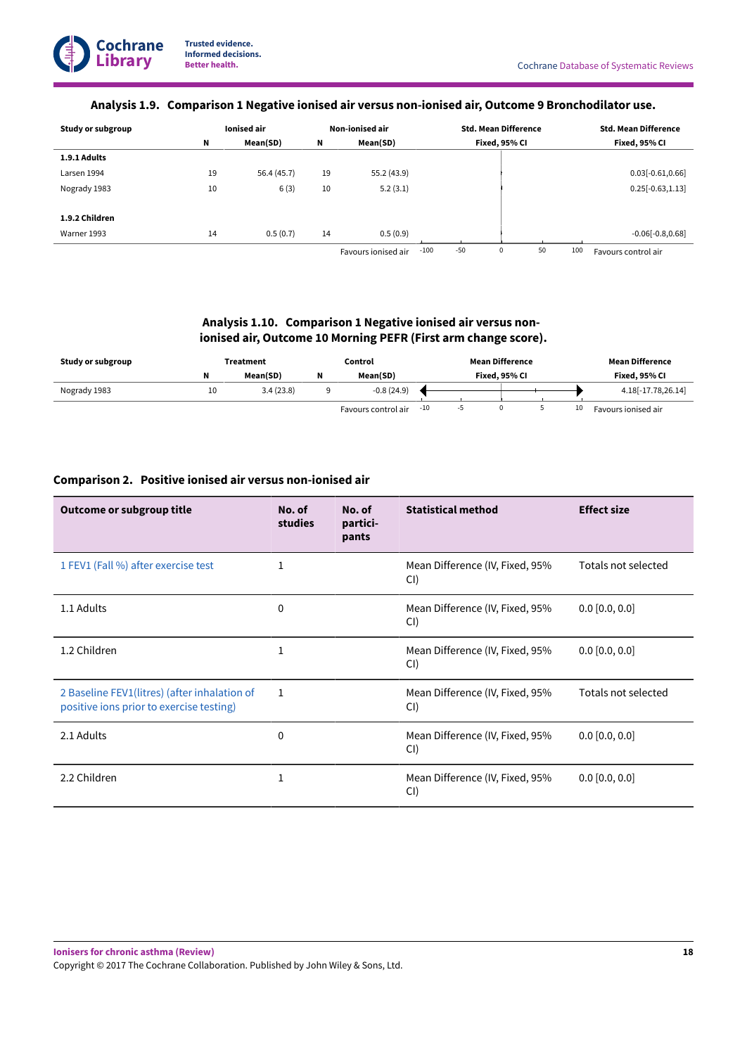### Analysis 1.9. Comparison 1 Negative ionised air versus non-ionised air, Outcome 9 Bronchodilator use.

| Study or subgroup | Ionised air | | Non-ionised air | | Std. Mean Difference | Std. Mean Difference |
|---|---|---|---|---|---|---|
| | N | Mean(SD) | N | Mean(SD) | Fixed, 95% CI | Fixed, 95% CI |
| **1.9.1 Adults** | | | | | | |
| Larsen 1994 | 19 | 56.4 (45.7) | 19 | 55.2 (43.9) | | 0.03[-0.61,0.66] |
| Nogrady 1983 | 10 | 6 (3) | 10 | 5.2 (3.1) | | 0.25[-0.63,1.13] |
| **1.9.2 Children** | | | | | | |
| Warner 1993 | 14 | 0.5 (0.7) | 14 | 0.5 (0.9) | | -0.06[-0.8,0.68] |
| | | | | Favours ionised air | -100 -50 0 50 100 | Favours control air |

### Analysis 1.10. Comparison 1 Negative ionised air versus non-ionised air, Outcome 10 Morning PEFR (First arm change score).

| Study or subgroup | Treatment | | Control | | Mean Difference | Mean Difference |
|---|---|---|---|---|---|---|
| | N | Mean(SD) | N | Mean(SD) | Fixed, 95% CI | Fixed, 95% CI |
| Nogrady 1983 | 10 | 3.4 (23.8) | 9 | -0.8 (24.9) | | 4.18[-17.78,26.14] |
| | | | | Favours control air | -10 -5 0 5 10 | Favours ionised air |

### Comparison 2. Positive ionised air versus non-ionised air

| Outcome or subgroup title | No. of studies | No. of participants | Statistical method | Effect size |
|---|---|---|---|---|
| 1 FEV1 (Fall %) after exercise test | 1 | | Mean Difference (IV, Fixed, 95% CI) | Totals not selected |
| 1.1 Adults | 0 | | Mean Difference (IV, Fixed, 95% CI) | 0.0 [0.0, 0.0] |
| 1.2 Children | 1 | | Mean Difference (IV, Fixed, 95% CI) | 0.0 [0.0, 0.0] |
| 2 Baseline FEV1(litres) (after inhalation of positive ions prior to exercise testing) | 1 | | Mean Difference (IV, Fixed, 95% CI) | Totals not selected |
| 2.1 Adults | 0 | | Mean Difference (IV, Fixed, 95% CI) | 0.0 [0.0, 0.0] |
| 2.2 Children | 1 | | Mean Difference (IV, Fixed, 95% CI) | 0.0 [0.0, 0.0] |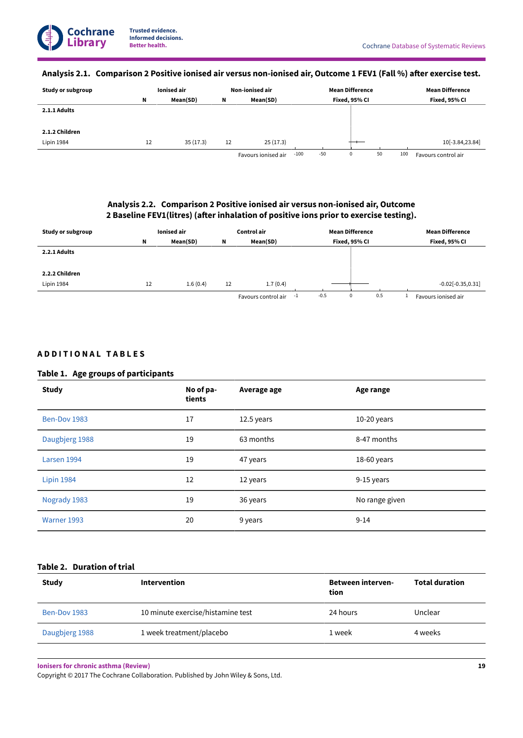### Analysis 2.1. Comparison 2 Positive ionised air versus non-ionised air, Outcome 1 FEV1 (Fall %) after exercise test.

| Study or subgroup | Ionised air | | Non-ionised air | | Mean Difference | Mean Difference |
|---|---|---|---|---|---|---|
| | N | Mean(SD) | N | Mean(SD) | Fixed, 95% CI | Fixed, 95% CI |
| **2.1.1 Adults** | | | | | | |
| **2.1.2 Children** | | | | | | |
| Lipin 1984 | 12 | 35 (17.3) | 12 | 25 (17.3) | | 10[-3.84,23.84] |
| | | | | Favours ionised air | -100 -50 0 50 100 | Favours control air |

### Analysis 2.2. Comparison 2 Positive ionised air versus non-ionised air, Outcome 2 Baseline FEV1(litres) (after inhalation of positive ions prior to exercise testing).

| Study or subgroup | Ionised air | | Control air | | Mean Difference | Mean Difference |
|---|---|---|---|---|---|---|
| | N | Mean(SD) | N | Mean(SD) | Fixed, 95% CI | Fixed, 95% CI |
| **2.2.1 Adults** | | | | | | |
| **2.2.2 Children** | | | | | | |
| Lipin 1984 | 12 | 1.6 (0.4) | 12 | 1.7 (0.4) | | -0.02[-0.35,0.31] |
| | | | | Favours control air | -1 -0.5 0 0.5 1 | Favours ionised air |

## ADDITIONAL TABLES

### Table 1. Age groups of participants

| Study | No of patients | Average age | Age range |
|---|---|---|---|
| Ben-Dov 1983 | 17 | 12.5 years | 10-20 years |
| Daugbjerg 1988 | 19 | 63 months | 8-47 months |
| Larsen 1994 | 19 | 47 years | 18-60 years |
| Lipin 1984 | 12 | 12 years | 9-15 years |
| Nogrady 1983 | 19 | 36 years | No range given |
| Warner 1993 | 20 | 9 years | 9-14 |

### Table 2. Duration of trial

| Study | Intervention | Between intervention | Total duration |
|---|---|---|---|
| Ben-Dov 1983 | 10 minute exercise/histamine test | 24 hours | Unclear |
| Daugbjerg 1988 | 1 week treatment/placebo | 1 week | 4 weeks |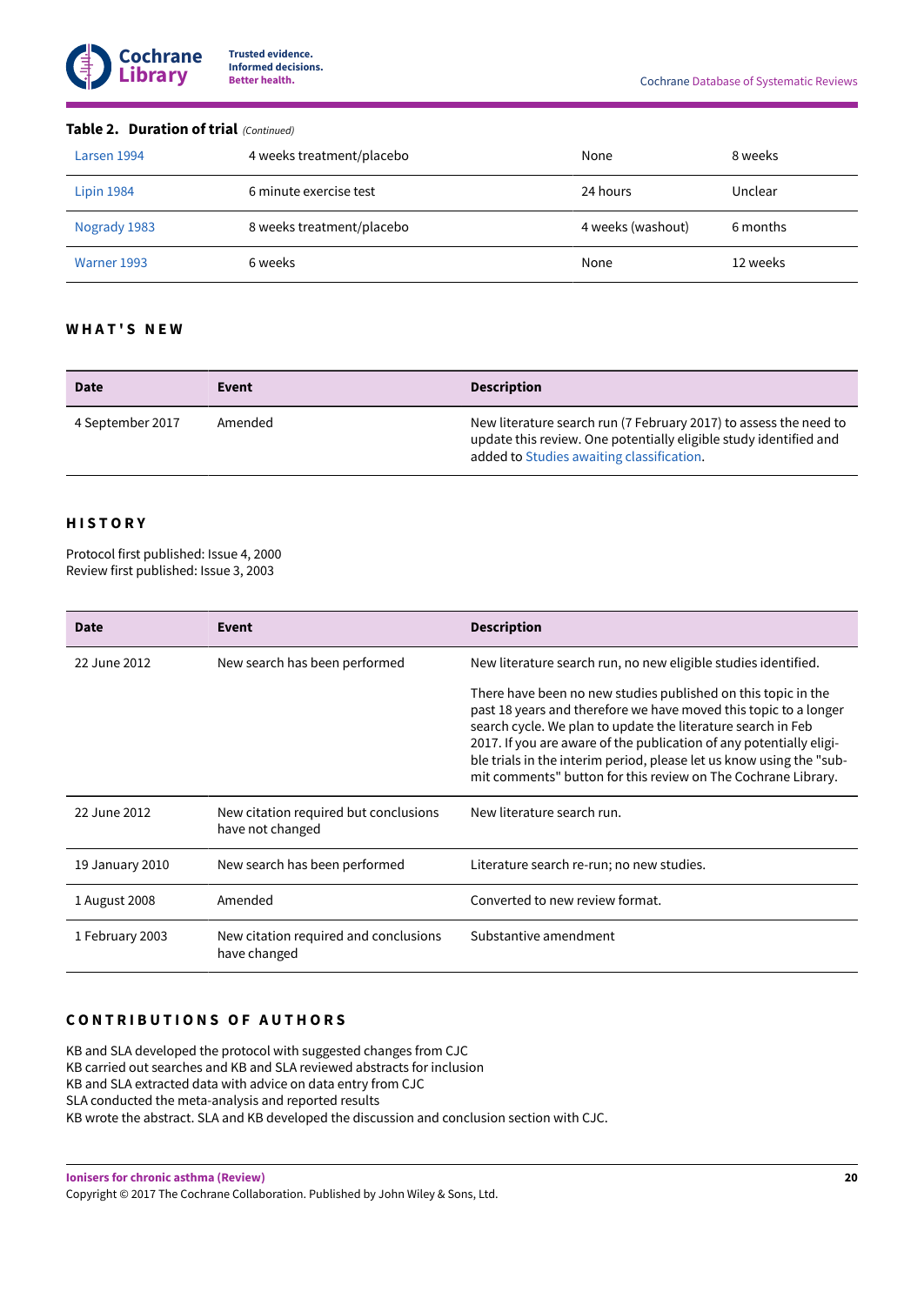**Table 2. Duration of trial** *(Continued)*

| | | | |
|---|---|---|---|
| Larsen 1994 | 4 weeks treatment/placebo | None | 8 weeks |
| Lipin 1984 | 6 minute exercise test | 24 hours | Unclear |
| Nogrady 1983 | 8 weeks treatment/placebo | 4 weeks (washout) | 6 months |
| Warner 1993 | 6 weeks | None | 12 weeks |

## WHAT'S NEW

| Date | Event | Description |
|---|---|---|
| 4 September 2017 | Amended | New literature search run (7 February 2017) to assess the need to update this review. One potentially eligible study identified and added to Studies awaiting classification. |

## HISTORY

Protocol first published: Issue 4, 2000
Review first published: Issue 3, 2003

| Date | Event | Description |
|---|---|---|
| 22 June 2012 | New search has been performed | New literature search run, no new eligible studies identified. There have been no new studies published on this topic in the past 18 years and therefore we have moved this topic to a longer search cycle. We plan to update the literature search in Feb 2017. If you are aware of the publication of any potentially eligible trials in the interim period, please let us know using the "submit comments" button for this review on The Cochrane Library. |
| 22 June 2012 | New citation required but conclusions have not changed | New literature search run. |
| 19 January 2010 | New search has been performed | Literature search re-run; no new studies. |
| 1 August 2008 | Amended | Converted to new review format. |
| 1 February 2003 | New citation required and conclusions have changed | Substantive amendment |

## CONTRIBUTIONS OF AUTHORS

KB and SLA developed the protocol with suggested changes from CJC
KB carried out searches and KB and SLA reviewed abstracts for inclusion
KB and SLA extracted data with advice on data entry from CJC
SLA conducted the meta-analysis and reported results
KB wrote the abstract. SLA and KB developed the discussion and conclusion section with CJC.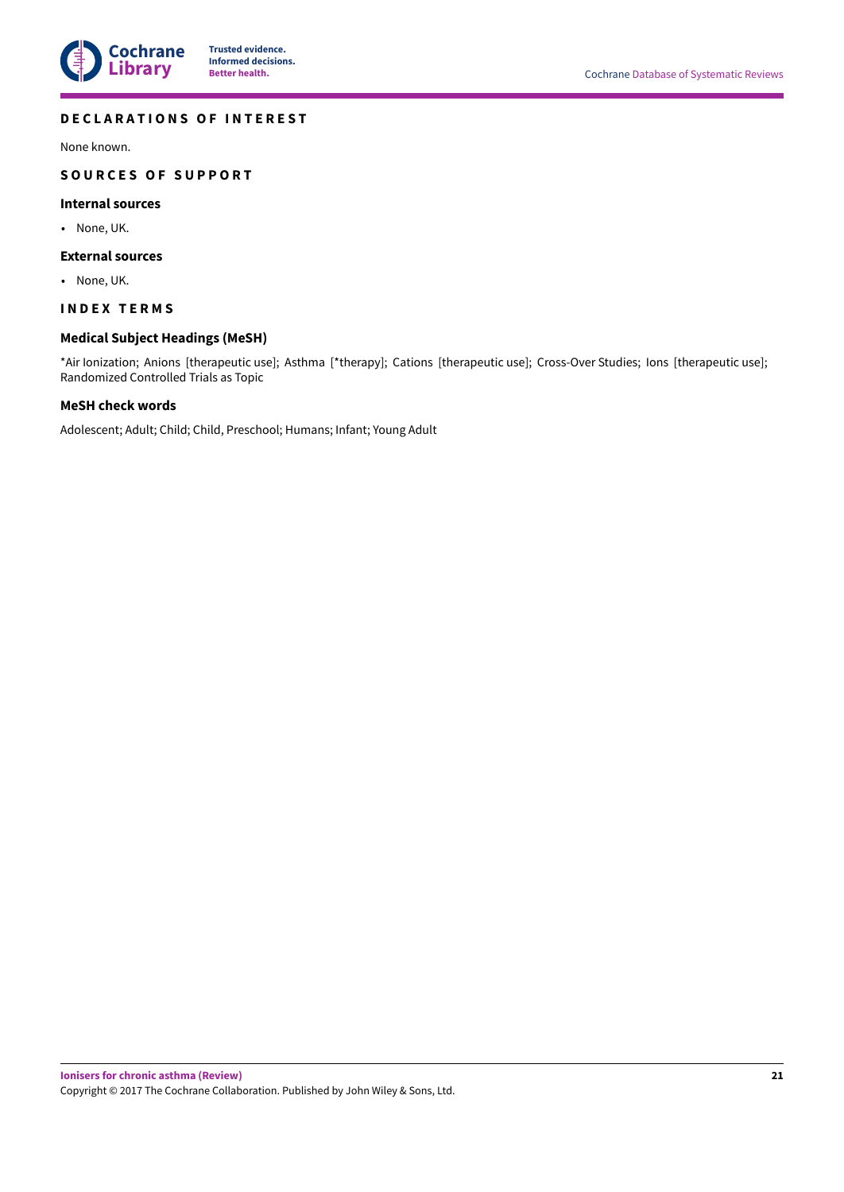## DECLARATIONS OF INTEREST

None known.

## SOURCES OF SUPPORT

### Internal sources

- None, UK.

### External sources

- None, UK.

## INDEX TERMS

### Medical Subject Headings (MeSH)

*Air Ionization; Anions [therapeutic use]; Asthma [*therapy]; Cations [therapeutic use]; Cross-Over Studies; Ions [therapeutic use]; Randomized Controlled Trials as Topic

### MeSH check words

Adolescent; Adult; Child; Child, Preschool; Humans; Infant; Young Adult